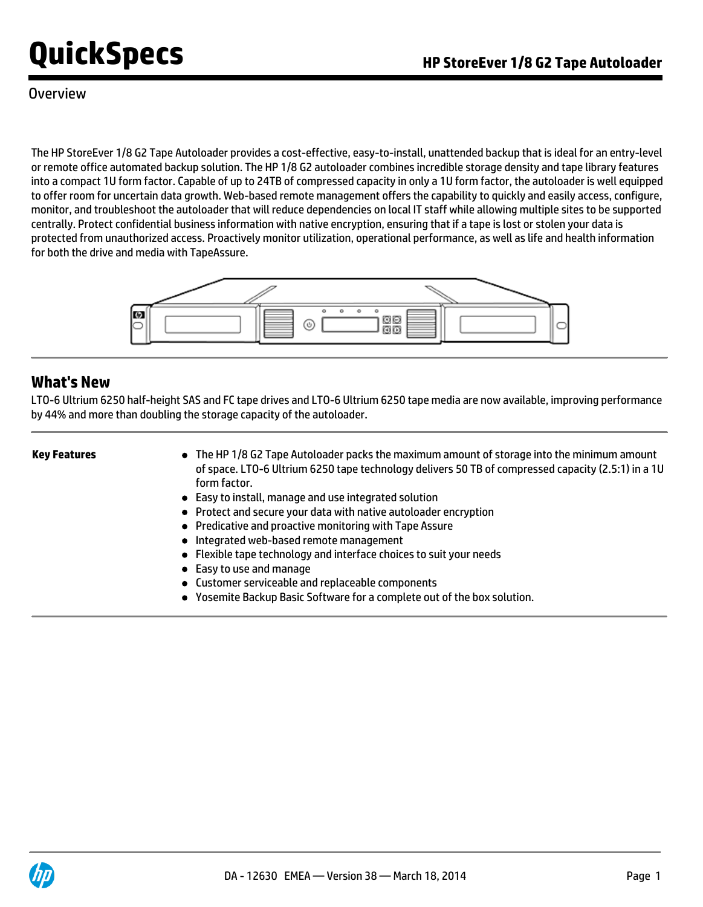# QuickSpecs

## HP StoreEver 1/8 G2 Tape Autoloader

Overview

The HP StoreEver 1/8 G2 Tape Autoloader provides a cost-effective, easy-to-install, unattended backup that is ideal for an entry-level or remote office automated backup solution. The HP 1/8 G2 autoloader combines incredible storage density and tape library features into a compact 1U form factor. Capable of up to 24TB of compressed capacity in only a 1U form factor, the autoloader is well equipped to offer room for uncertain data growth. Web-based remote management offers the capability to quickly and easily access, configure, monitor, and troubleshoot the autoloader that will reduce dependencies on local IT staff while allowing multiple sites to be supported centrally. Protect confidential business information with native encryption, ensuring that if a tape is lost or stolen your data is protected from unauthorized access. Proactively monitor utilization, operational performance, as well as life and health information for both the drive and media with TapeAssure.

## What's New

LTO-6 Ultrium 6250 half-height SAS and FC tape drives and LTO-6 Ultrium 6250 tape media are now available, improving performance by 44% and more than doubling the storage capacity of the autoloader.

**Key Features**

- The HP 1/8 G2 Tape Autoloader packs the maximum amount of storage into the minimum amount of space. LTO-6 Ultrium 6250 tape technology delivers 50 TB of compressed capacity (2.5:1) in a 1U form factor.
- Easy to install, manage and use integrated solution
- Protect and secure your data with native autoloader encryption
- Predicative and proactive monitoring with Tape Assure
- Integrated web-based remote management
- Flexible tape technology and interface choices to suit your needs
- Easy to use and manage
- Customer serviceable and replaceable components
- Yosemite Backup Basic Software for a complete out of the box solution.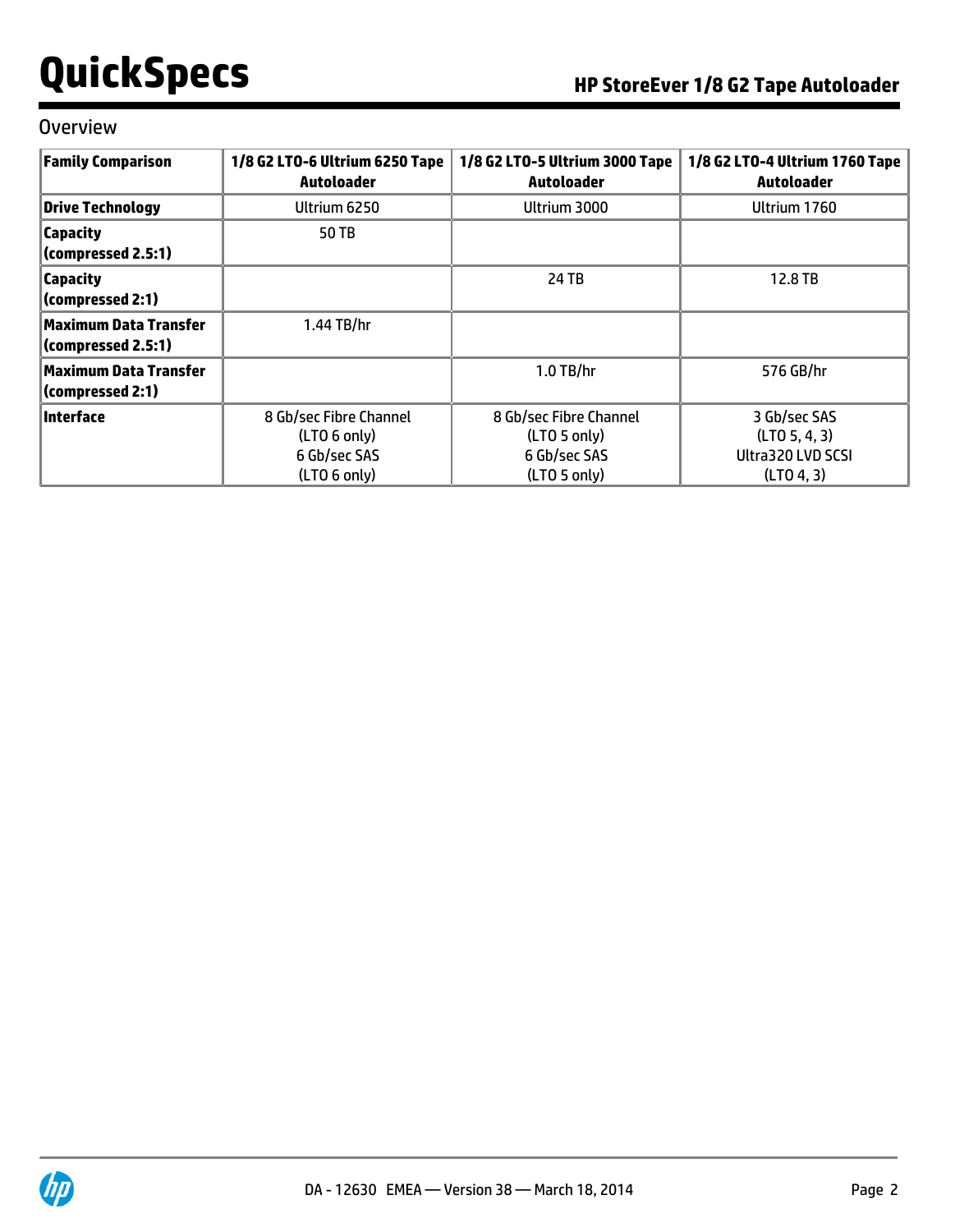## Overview

| Family Comparison | 1/8 G2 LTO-6 Ultrium 6250 Tape Autoloader | 1/8 G2 LTO-5 Ultrium 3000 Tape Autoloader | 1/8 G2 LTO-4 Ultrium 1760 Tape Autoloader |
|---|---|---|---|
| **Drive Technology** | Ultrium 6250 | Ultrium 3000 | Ultrium 1760 |
| **Capacity (compressed 2.5:1)** | 50 TB | | |
| **Capacity (compressed 2:1)** | | 24 TB | 12.8 TB |
| **Maximum Data Transfer (compressed 2.5:1)** | 1.44 TB/hr | | |
| **Maximum Data Transfer (compressed 2:1)** | | 1.0 TB/hr | 576 GB/hr |
| **Interface** | 8 Gb/sec Fibre Channel (LTO 6 only)<br>6 Gb/sec SAS (LTO 6 only) | 8 Gb/sec Fibre Channel (LTO 5 only)<br>6 Gb/sec SAS (LTO 5 only) | 3 Gb/sec SAS (LTO 5, 4, 3)<br>Ultra320 LVD SCSI (LTO 4, 3) |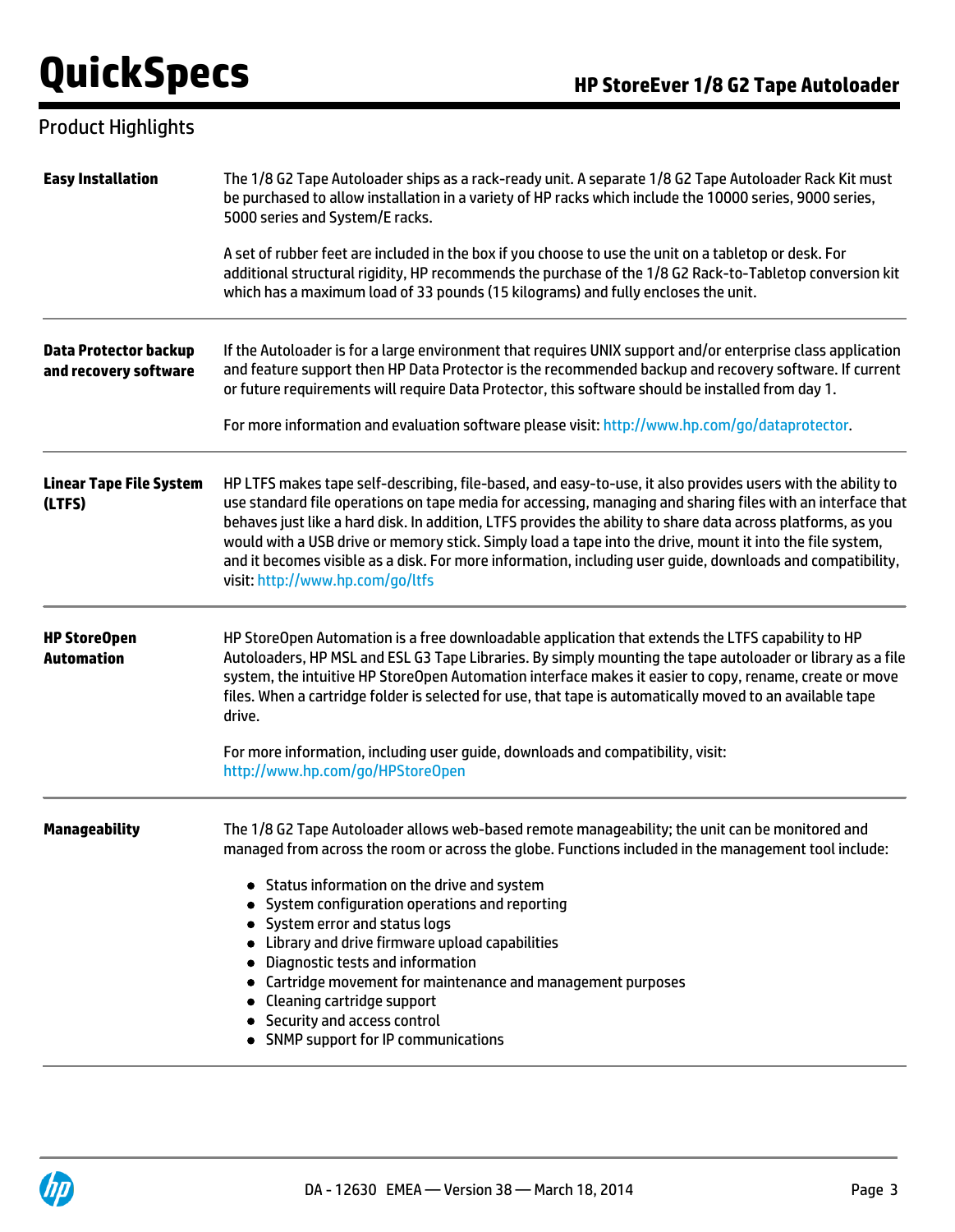## Product Highlights

| | |
|---|---|
| **Easy Installation** | The 1/8 G2 Tape Autoloader ships as a rack-ready unit. A separate 1/8 G2 Tape Autoloader Rack Kit must be purchased to allow installation in a variety of HP racks which include the 10000 series, 9000 series, 5000 series and System/E racks.<br><br>A set of rubber feet are included in the box if you choose to use the unit on a tabletop or desk. For additional structural rigidity, HP recommends the purchase of the 1/8 G2 Rack-to-Tabletop conversion kit which has a maximum load of 33 pounds (15 kilograms) and fully encloses the unit. |
| **Data Protector backup and recovery software** | If the Autoloader is for a large environment that requires UNIX support and/or enterprise class application and feature support then HP Data Protector is the recommended backup and recovery software. If current or future requirements will require Data Protector, this software should be installed from day 1.<br><br>For more information and evaluation software please visit: http://www.hp.com/go/dataprotector. |
| **Linear Tape File System (LTFS)** | HP LTFS makes tape self-describing, file-based, and easy-to-use, it also provides users with the ability to use standard file operations on tape media for accessing, managing and sharing files with an interface that behaves just like a hard disk. In addition, LTFS provides the ability to share data across platforms, as you would with a USB drive or memory stick. Simply load a tape into the drive, mount it into the file system, and it becomes visible as a disk. For more information, including user guide, downloads and compatibility, visit: http://www.hp.com/go/ltfs |
| **HP StoreOpen Automation** | HP StoreOpen Automation is a free downloadable application that extends the LTFS capability to HP Autoloaders, HP MSL and ESL G3 Tape Libraries. By simply mounting the tape autoloader or library as a file system, the intuitive HP StoreOpen Automation interface makes it easier to copy, rename, create or move files. When a cartridge folder is selected for use, that tape is automatically moved to an available tape drive.<br><br>For more information, including user guide, downloads and compatibility, visit: http://www.hp.com/go/HPStoreOpen |
| **Manageability** | The 1/8 G2 Tape Autoloader allows web-based remote manageability; the unit can be monitored and managed from across the room or across the globe. Functions included in the management tool include:<br><br>• Status information on the drive and system<br>• System configuration operations and reporting<br>• System error and status logs<br>• Library and drive firmware upload capabilities<br>• Diagnostic tests and information<br>• Cartridge movement for maintenance and management purposes<br>• Cleaning cartridge support<br>• Security and access control<br>• SNMP support for IP communications |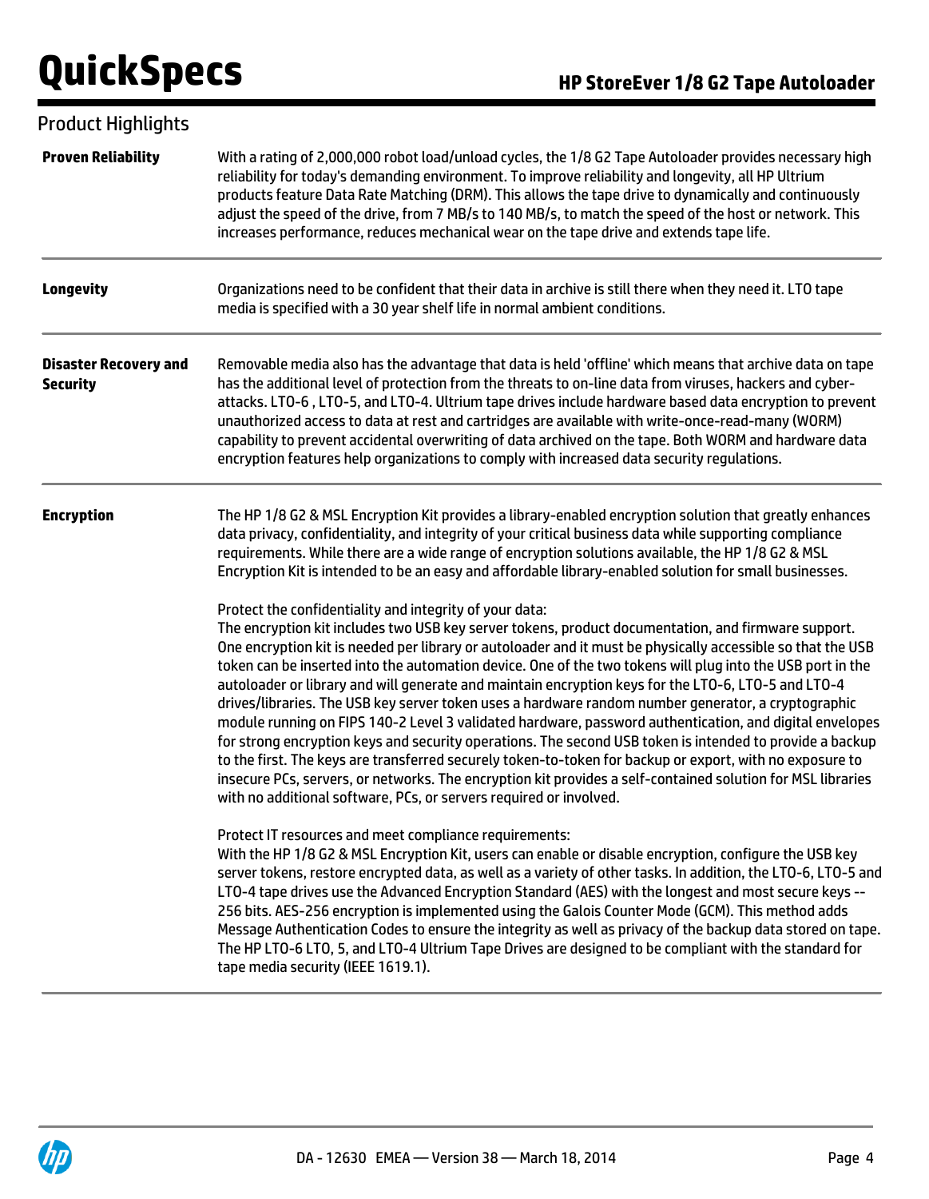## Product Highlights

**Proven Reliability**

With a rating of 2,000,000 robot load/unload cycles, the 1/8 G2 Tape Autoloader provides necessary high reliability for today's demanding environment. To improve reliability and longevity, all HP Ultrium products feature Data Rate Matching (DRM). This allows the tape drive to dynamically and continuously adjust the speed of the drive, from 7 MB/s to 140 MB/s, to match the speed of the host or network. This increases performance, reduces mechanical wear on the tape drive and extends tape life.

**Longevity**

Organizations need to be confident that their data in archive is still there when they need it. LTO tape media is specified with a 30 year shelf life in normal ambient conditions.

**Disaster Recovery and Security**

Removable media also has the advantage that data is held 'offline' which means that archive data on tape has the additional level of protection from the threats to on-line data from viruses, hackers and cyber-attacks. LTO-6 , LTO-5, and LTO-4. Ultrium tape drives include hardware based data encryption to prevent unauthorized access to data at rest and cartridges are available with write-once-read-many (WORM) capability to prevent accidental overwriting of data archived on the tape. Both WORM and hardware data encryption features help organizations to comply with increased data security regulations.

**Encryption**

The HP 1/8 G2 & MSL Encryption Kit provides a library-enabled encryption solution that greatly enhances data privacy, confidentiality, and integrity of your critical business data while supporting compliance requirements. While there are a wide range of encryption solutions available, the HP 1/8 G2 & MSL Encryption Kit is intended to be an easy and affordable library-enabled solution for small businesses.

Protect the confidentiality and integrity of your data:
The encryption kit includes two USB key server tokens, product documentation, and firmware support. One encryption kit is needed per library or autoloader and it must be physically accessible so that the USB token can be inserted into the automation device. One of the two tokens will plug into the USB port in the autoloader or library and will generate and maintain encryption keys for the LTO-6, LTO-5 and LTO-4 drives/libraries. The USB key server token uses a hardware random number generator, a cryptographic module running on FIPS 140-2 Level 3 validated hardware, password authentication, and digital envelopes for strong encryption keys and security operations. The second USB token is intended to provide a backup to the first. The keys are transferred securely token-to-token for backup or export, with no exposure to insecure PCs, servers, or networks. The encryption kit provides a self-contained solution for MSL libraries with no additional software, PCs, or servers required or involved.

Protect IT resources and meet compliance requirements:
With the HP 1/8 G2 & MSL Encryption Kit, users can enable or disable encryption, configure the USB key server tokens, restore encrypted data, as well as a variety of other tasks. In addition, the LTO-6, LTO-5 and LTO-4 tape drives use the Advanced Encryption Standard (AES) with the longest and most secure keys -- 256 bits. AES-256 encryption is implemented using the Galois Counter Mode (GCM). This method adds Message Authentication Codes to ensure the integrity as well as privacy of the backup data stored on tape. The HP LTO-6 LTO, 5, and LTO-4 Ultrium Tape Drives are designed to be compliant with the standard for tape media security (IEEE 1619.1).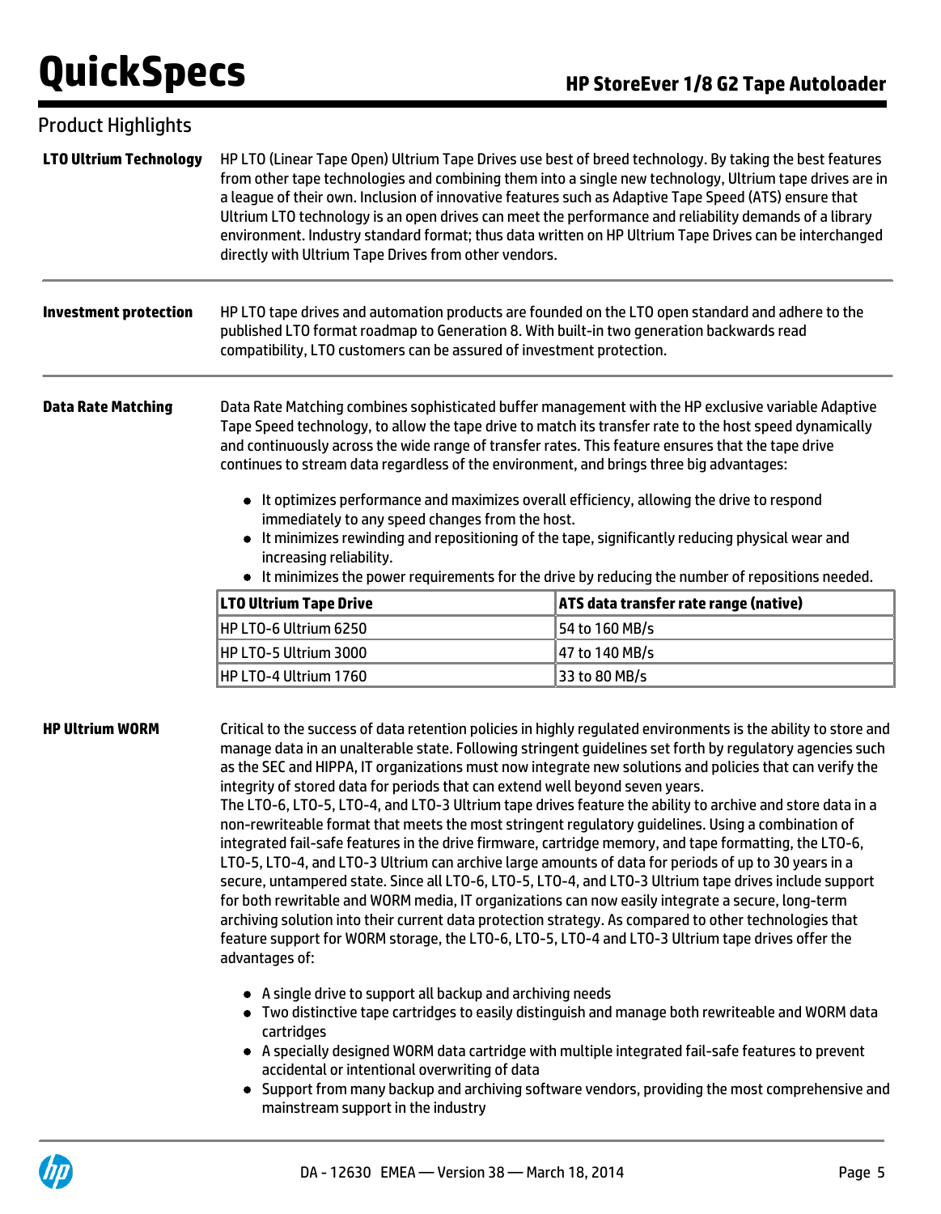## Product Highlights

**LTO Ultrium Technology**

HP LTO (Linear Tape Open) Ultrium Tape Drives use best of breed technology. By taking the best features from other tape technologies and combining them into a single new technology, Ultrium tape drives are in a league of their own. Inclusion of innovative features such as Adaptive Tape Speed (ATS) ensure that Ultrium LTO technology is an open drives can meet the performance and reliability demands of a library environment. Industry standard format; thus data written on HP Ultrium Tape Drives can be interchanged directly with Ultrium Tape Drives from other vendors.

**Investment protection**

HP LTO tape drives and automation products are founded on the LTO open standard and adhere to the published LTO format roadmap to Generation 8. With built-in two generation backwards read compatibility, LTO customers can be assured of investment protection.

**Data Rate Matching**

Data Rate Matching combines sophisticated buffer management with the HP exclusive variable Adaptive Tape Speed technology, to allow the tape drive to match its transfer rate to the host speed dynamically and continuously across the wide range of transfer rates. This feature ensures that the tape drive continues to stream data regardless of the environment, and brings three big advantages:

- It optimizes performance and maximizes overall efficiency, allowing the drive to respond immediately to any speed changes from the host.
- It minimizes rewinding and repositioning of the tape, significantly reducing physical wear and increasing reliability.
- It minimizes the power requirements for the drive by reducing the number of repositions needed.

| LTO Ultrium Tape Drive | ATS data transfer rate range (native) |
|---|---|
| HP LTO-6 Ultrium 6250 | 54 to 160 MB/s |
| HP LTO-5 Ultrium 3000 | 47 to 140 MB/s |
| HP LTO-4 Ultrium 1760 | 33 to 80 MB/s |

**HP Ultrium WORM**

Critical to the success of data retention policies in highly regulated environments is the ability to store and manage data in an unalterable state. Following stringent guidelines set forth by regulatory agencies such as the SEC and HIPPA, IT organizations must now integrate new solutions and policies that can verify the integrity of stored data for periods that can extend well beyond seven years.

The LTO-6, LTO-5, LTO-4, and LTO-3 Ultrium tape drives feature the ability to archive and store data in a non-rewriteable format that meets the most stringent regulatory guidelines. Using a combination of integrated fail-safe features in the drive firmware, cartridge memory, and tape formatting, the LTO-6, LTO-5, LTO-4, and LTO-3 Ultrium can archive large amounts of data for periods of up to 30 years in a secure, untampered state. Since all LTO-6, LTO-5, LTO-4, and LTO-3 Ultrium tape drives include support for both rewritable and WORM media, IT organizations can now easily integrate a secure, long-term archiving solution into their current data protection strategy. As compared to other technologies that feature support for WORM storage, the LTO-6, LTO-5, LTO-4 and LTO-3 Ultrium tape drives offer the advantages of:

- A single drive to support all backup and archiving needs
- Two distinctive tape cartridges to easily distinguish and manage both rewriteable and WORM data cartridges
- A specially designed WORM data cartridge with multiple integrated fail-safe features to prevent accidental or intentional overwriting of data
- Support from many backup and archiving software vendors, providing the most comprehensive and mainstream support in the industry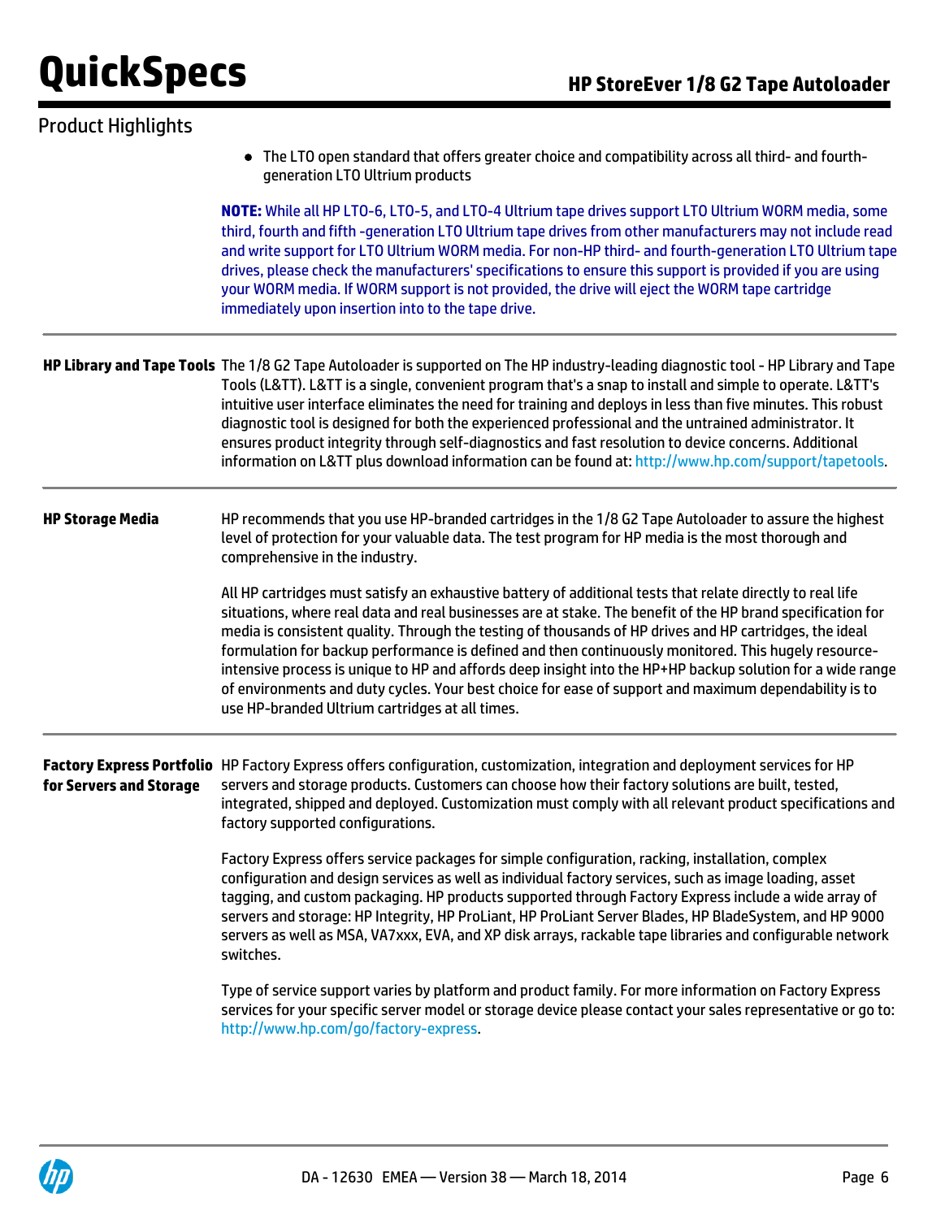## Product Highlights

- The LTO open standard that offers greater choice and compatibility across all third- and fourth-generation LTO Ultrium products

**NOTE:** While all HP LTO-6, LTO-5, and LTO-4 Ultrium tape drives support LTO Ultrium WORM media, some third, fourth and fifth -generation LTO Ultrium tape drives from other manufacturers may not include read and write support for LTO Ultrium WORM media. For non-HP third- and fourth-generation LTO Ultrium tape drives, please check the manufacturers' specifications to ensure this support is provided if you are using your WORM media. If WORM support is not provided, the drive will eject the WORM tape cartridge immediately upon insertion into to the tape drive.

---

**HP Library and Tape Tools**

The 1/8 G2 Tape Autoloader is supported on The HP industry-leading diagnostic tool - HP Library and Tape Tools (L&TT). L&TT is a single, convenient program that's a snap to install and simple to operate. L&TT's intuitive user interface eliminates the need for training and deploys in less than five minutes. This robust diagnostic tool is designed for both the experienced professional and the untrained administrator. It ensures product integrity through self-diagnostics and fast resolution to device concerns. Additional information on L&TT plus download information can be found at: http://www.hp.com/support/tapetools.

---

**HP Storage Media**

HP recommends that you use HP-branded cartridges in the 1/8 G2 Tape Autoloader to assure the highest level of protection for your valuable data. The test program for HP media is the most thorough and comprehensive in the industry.

All HP cartridges must satisfy an exhaustive battery of additional tests that relate directly to real life situations, where real data and real businesses are at stake. The benefit of the HP brand specification for media is consistent quality. Through the testing of thousands of HP drives and HP cartridges, the ideal formulation for backup performance is defined and then continuously monitored. This hugely resource-intensive process is unique to HP and affords deep insight into the HP+HP backup solution for a wide range of environments and duty cycles. Your best choice for ease of support and maximum dependability is to use HP-branded Ultrium cartridges at all times.

---

**Factory Express Portfolio for Servers and Storage**

HP Factory Express offers configuration, customization, integration and deployment services for HP servers and storage products. Customers can choose how their factory solutions are built, tested, integrated, shipped and deployed. Customization must comply with all relevant product specifications and factory supported configurations.

Factory Express offers service packages for simple configuration, racking, installation, complex configuration and design services as well as individual factory services, such as image loading, asset tagging, and custom packaging. HP products supported through Factory Express include a wide array of servers and storage: HP Integrity, HP ProLiant, HP ProLiant Server Blades, HP BladeSystem, and HP 9000 servers as well as MSA, VA7xxx, EVA, and XP disk arrays, rackable tape libraries and configurable network switches.

Type of service support varies by platform and product family. For more information on Factory Express services for your specific server model or storage device please contact your sales representative or go to: http://www.hp.com/go/factory-express.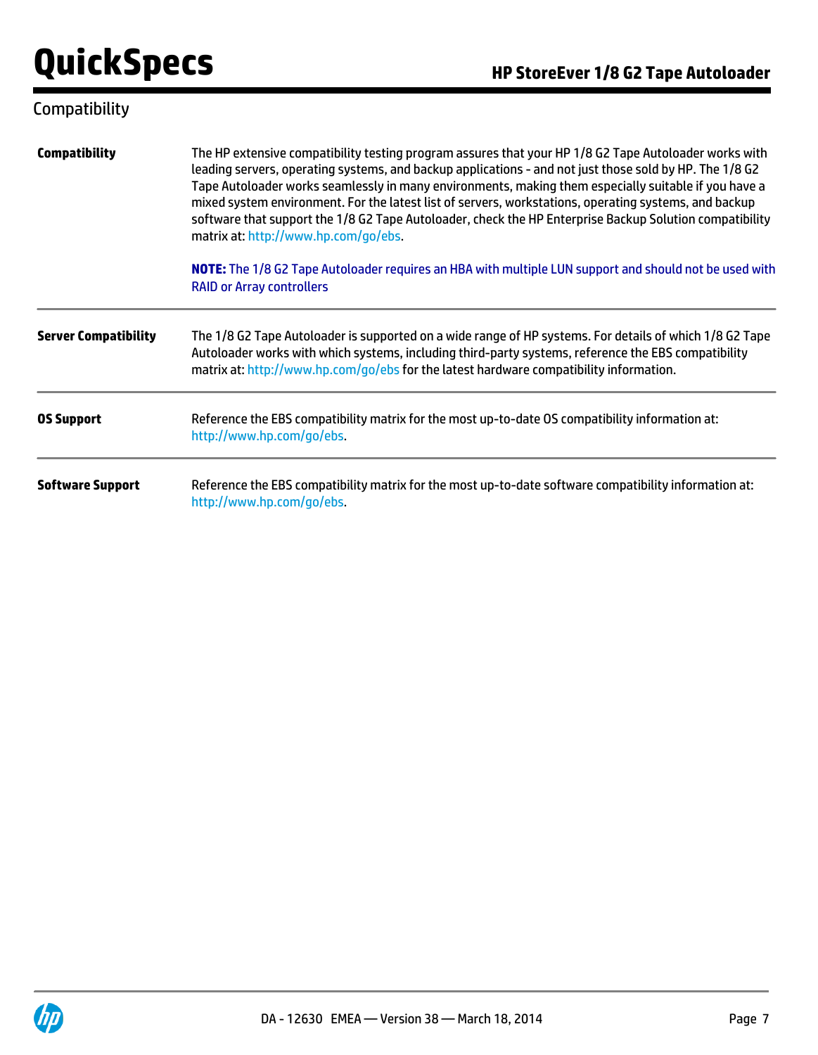## Compatibility

| | |
|---|---|
| **Compatibility** | The HP extensive compatibility testing program assures that your HP 1/8 G2 Tape Autoloader works with leading servers, operating systems, and backup applications - and not just those sold by HP. The 1/8 G2 Tape Autoloader works seamlessly in many environments, making them especially suitable if you have a mixed system environment. For the latest list of servers, workstations, operating systems, and backup software that support the 1/8 G2 Tape Autoloader, check the HP Enterprise Backup Solution compatibility matrix at: http://www.hp.com/go/ebs.<br><br>**NOTE:** The 1/8 G2 Tape Autoloader requires an HBA with multiple LUN support and should not be used with RAID or Array controllers |
| **Server Compatibility** | The 1/8 G2 Tape Autoloader is supported on a wide range of HP systems. For details of which 1/8 G2 Tape Autoloader works with which systems, including third-party systems, reference the EBS compatibility matrix at: http://www.hp.com/go/ebs for the latest hardware compatibility information. |
| **OS Support** | Reference the EBS compatibility matrix for the most up-to-date OS compatibility information at: http://www.hp.com/go/ebs. |
| **Software Support** | Reference the EBS compatibility matrix for the most up-to-date software compatibility information at: http://www.hp.com/go/ebs. |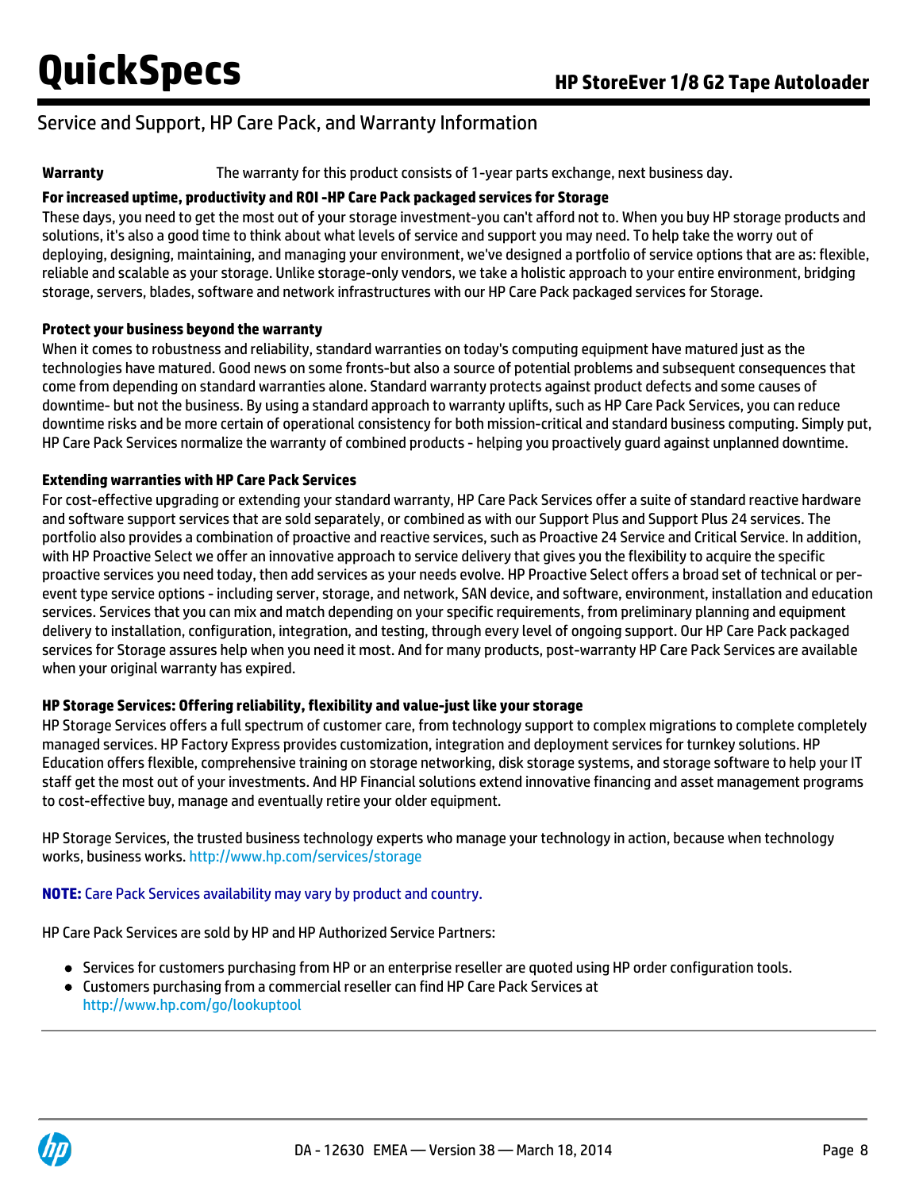## Service and Support, HP Care Pack, and Warranty Information

**Warranty** The warranty for this product consists of 1-year parts exchange, next business day.

**For increased uptime, productivity and ROI -HP Care Pack packaged services for Storage**

These days, you need to get the most out of your storage investment-you can't afford not to. When you buy HP storage products and solutions, it's also a good time to think about what levels of service and support you may need. To help take the worry out of deploying, designing, maintaining, and managing your environment, we've designed a portfolio of service options that are as: flexible, reliable and scalable as your storage. Unlike storage-only vendors, we take a holistic approach to your entire environment, bridging storage, servers, blades, software and network infrastructures with our HP Care Pack packaged services for Storage.

**Protect your business beyond the warranty**

When it comes to robustness and reliability, standard warranties on today's computing equipment have matured just as the technologies have matured. Good news on some fronts-but also a source of potential problems and subsequent consequences that come from depending on standard warranties alone. Standard warranty protects against product defects and some causes of downtime- but not the business. By using a standard approach to warranty uplifts, such as HP Care Pack Services, you can reduce downtime risks and be more certain of operational consistency for both mission-critical and standard business computing. Simply put, HP Care Pack Services normalize the warranty of combined products - helping you proactively guard against unplanned downtime.

**Extending warranties with HP Care Pack Services**

For cost-effective upgrading or extending your standard warranty, HP Care Pack Services offer a suite of standard reactive hardware and software support services that are sold separately, or combined as with our Support Plus and Support Plus 24 services. The portfolio also provides a combination of proactive and reactive services, such as Proactive 24 Service and Critical Service. In addition, with HP Proactive Select we offer an innovative approach to service delivery that gives you the flexibility to acquire the specific proactive services you need today, then add services as your needs evolve. HP Proactive Select offers a broad set of technical or per-event type service options - including server, storage, and network, SAN device, and software, environment, installation and education services. Services that you can mix and match depending on your specific requirements, from preliminary planning and equipment delivery to installation, configuration, integration, and testing, through every level of ongoing support. Our HP Care Pack packaged services for Storage assures help when you need it most. And for many products, post-warranty HP Care Pack Services are available when your original warranty has expired.

**HP Storage Services: Offering reliability, flexibility and value-just like your storage**

HP Storage Services offers a full spectrum of customer care, from technology support to complex migrations to complete completely managed services. HP Factory Express provides customization, integration and deployment services for turnkey solutions. HP Education offers flexible, comprehensive training on storage networking, disk storage systems, and storage software to help your IT staff get the most out of your investments. And HP Financial solutions extend innovative financing and asset management programs to cost-effective buy, manage and eventually retire your older equipment.

HP Storage Services, the trusted business technology experts who manage your technology in action, because when technology works, business works. http://www.hp.com/services/storage

**NOTE:** Care Pack Services availability may vary by product and country.

HP Care Pack Services are sold by HP and HP Authorized Service Partners:

- Services for customers purchasing from HP or an enterprise reseller are quoted using HP order configuration tools.
- Customers purchasing from a commercial reseller can find HP Care Pack Services at http://www.hp.com/go/lookuptool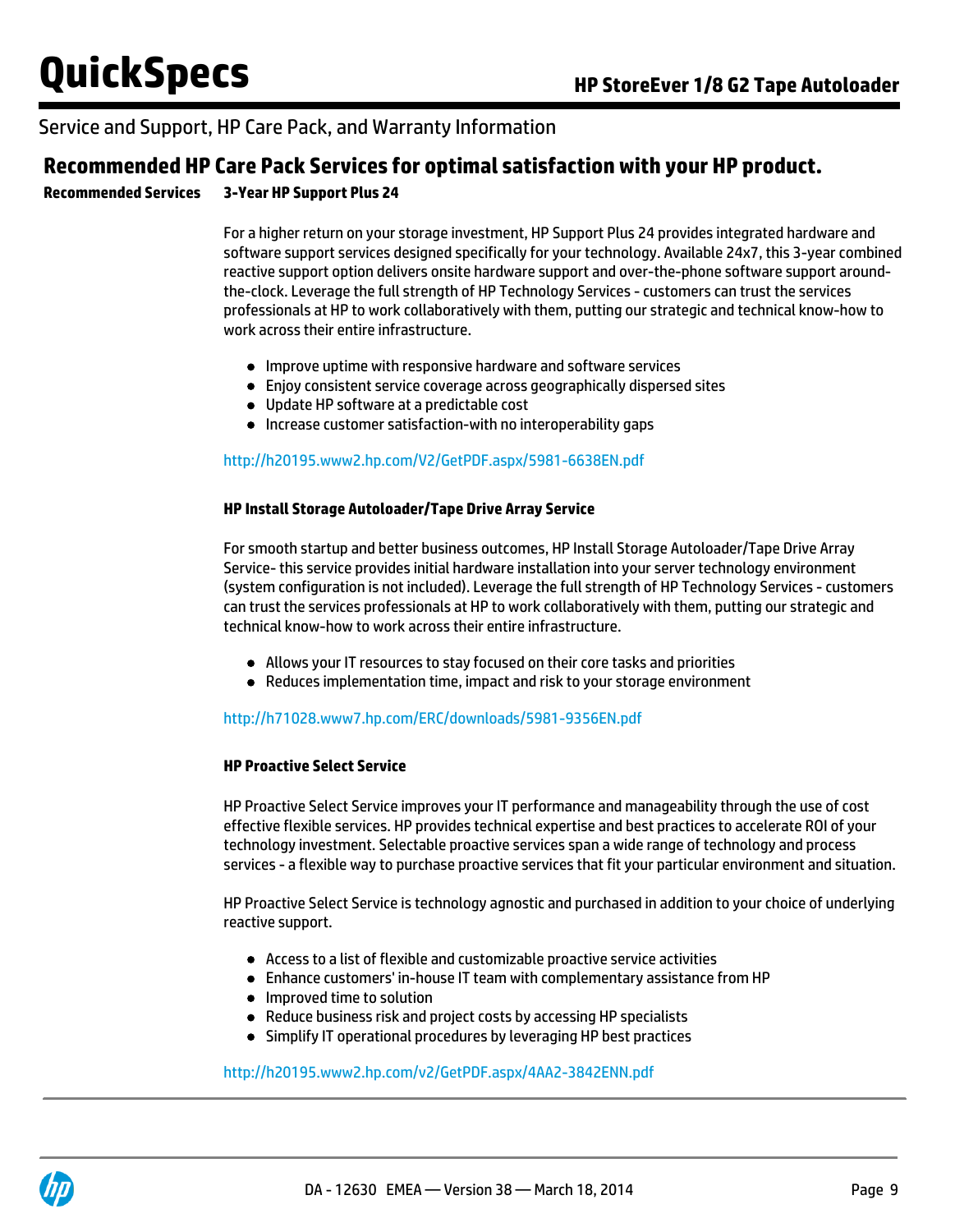## Service and Support, HP Care Pack, and Warranty Information

### Recommended HP Care Pack Services for optimal satisfaction with your HP product.

**Recommended Services**

**3-Year HP Support Plus 24**

For a higher return on your storage investment, HP Support Plus 24 provides integrated hardware and software support services designed specifically for your technology. Available 24x7, this 3-year combined reactive support option delivers onsite hardware support and over-the-phone software support around-the-clock. Leverage the full strength of HP Technology Services - customers can trust the services professionals at HP to work collaboratively with them, putting our strategic and technical know-how to work across their entire infrastructure.

- Improve uptime with responsive hardware and software services
- Enjoy consistent service coverage across geographically dispersed sites
- Update HP software at a predictable cost
- Increase customer satisfaction-with no interoperability gaps

http://h20195.www2.hp.com/V2/GetPDF.aspx/5981-6638EN.pdf

**HP Install Storage Autoloader/Tape Drive Array Service**

For smooth startup and better business outcomes, HP Install Storage Autoloader/Tape Drive Array Service- this service provides initial hardware installation into your server technology environment (system configuration is not included). Leverage the full strength of HP Technology Services - customers can trust the services professionals at HP to work collaboratively with them, putting our strategic and technical know-how to work across their entire infrastructure.

- Allows your IT resources to stay focused on their core tasks and priorities
- Reduces implementation time, impact and risk to your storage environment

http://h71028.www7.hp.com/ERC/downloads/5981-9356EN.pdf

**HP Proactive Select Service**

HP Proactive Select Service improves your IT performance and manageability through the use of cost effective flexible services. HP provides technical expertise and best practices to accelerate ROI of your technology investment. Selectable proactive services span a wide range of technology and process services - a flexible way to purchase proactive services that fit your particular environment and situation.

HP Proactive Select Service is technology agnostic and purchased in addition to your choice of underlying reactive support.

- Access to a list of flexible and customizable proactive service activities
- Enhance customers' in-house IT team with complementary assistance from HP
- Improved time to solution
- Reduce business risk and project costs by accessing HP specialists
- Simplify IT operational procedures by leveraging HP best practices

http://h20195.www2.hp.com/v2/GetPDF.aspx/4AA2-3842ENN.pdf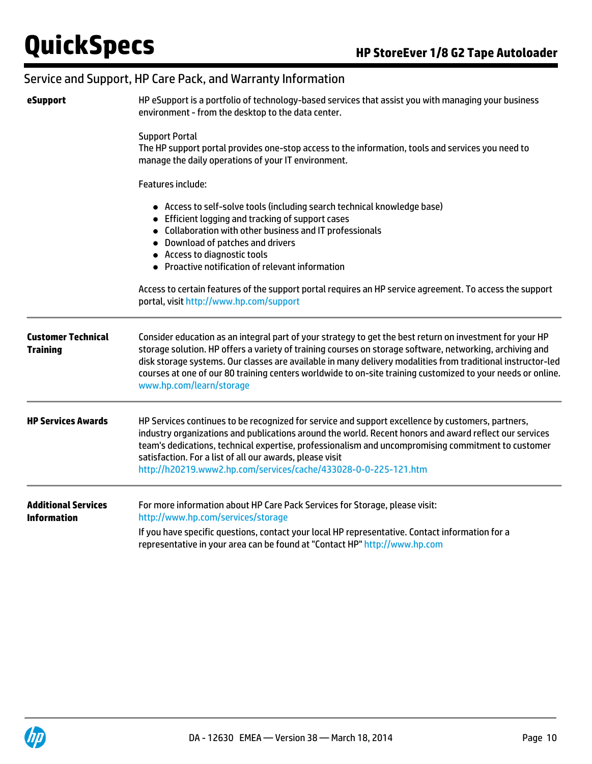## Service and Support, HP Care Pack, and Warranty Information

**eSupport**

HP eSupport is a portfolio of technology-based services that assist you with managing your business environment - from the desktop to the data center.

Support Portal
The HP support portal provides one-stop access to the information, tools and services you need to manage the daily operations of your IT environment.

Features include:

- Access to self-solve tools (including search technical knowledge base)
- Efficient logging and tracking of support cases
- Collaboration with other business and IT professionals
- Download of patches and drivers
- Access to diagnostic tools
- Proactive notification of relevant information

Access to certain features of the support portal requires an HP service agreement. To access the support portal, visit http://www.hp.com/support

**Customer Technical Training**

Consider education as an integral part of your strategy to get the best return on investment for your HP storage solution. HP offers a variety of training courses on storage software, networking, archiving and disk storage systems. Our classes are available in many delivery modalities from traditional instructor-led courses at one of our 80 training centers worldwide to on-site training customized to your needs or online. www.hp.com/learn/storage

**HP Services Awards**

HP Services continues to be recognized for service and support excellence by customers, partners, industry organizations and publications around the world. Recent honors and award reflect our services team's dedications, technical expertise, professionalism and uncompromising commitment to customer satisfaction. For a list of all our awards, please visit
http://h20219.www2.hp.com/services/cache/433028-0-0-225-121.htm

**Additional Services Information**

For more information about HP Care Pack Services for Storage, please visit:
http://www.hp.com/services/storage

If you have specific questions, contact your local HP representative. Contact information for a representative in your area can be found at "Contact HP" http://www.hp.com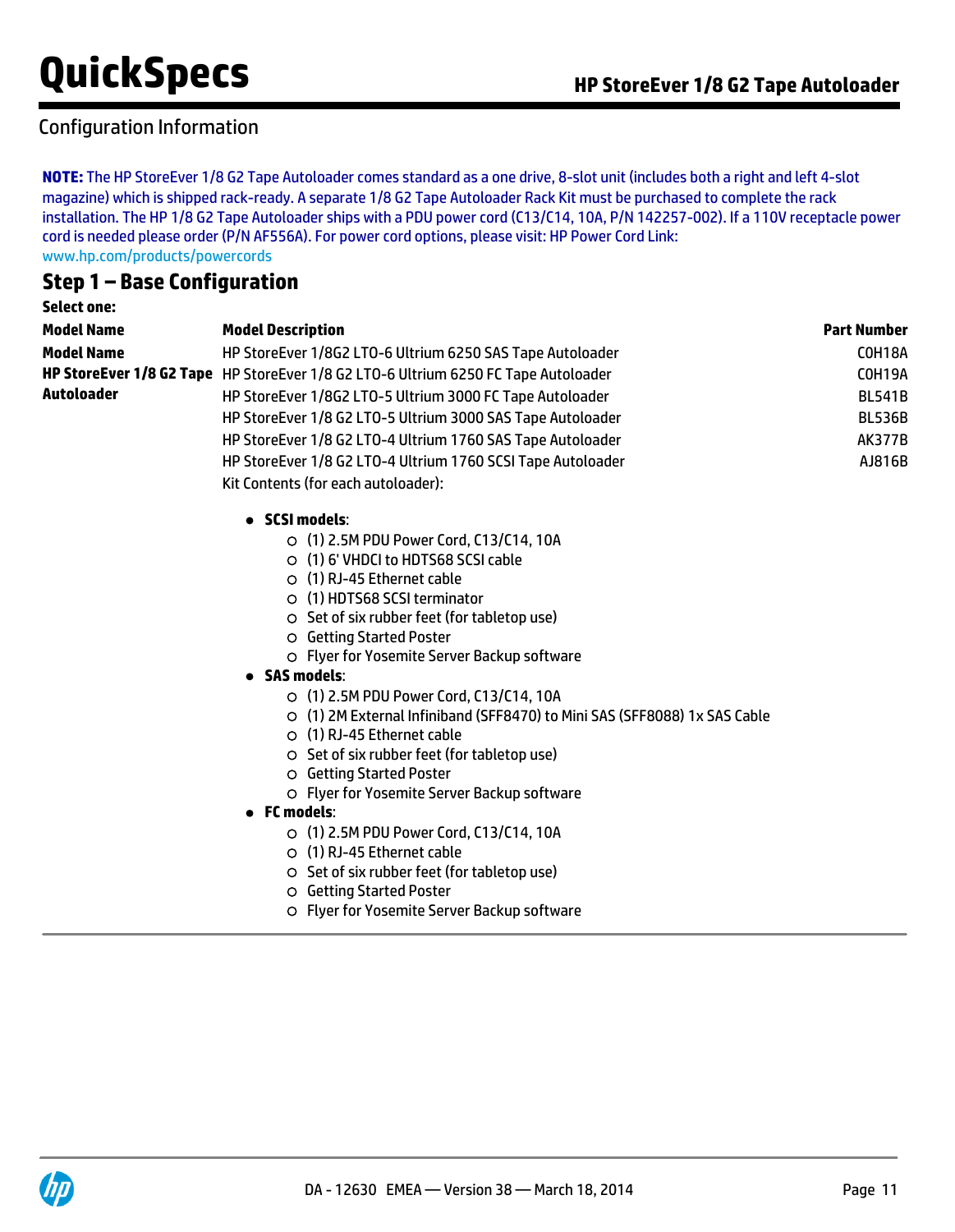## Configuration Information

**NOTE:** The HP StoreEver 1/8 G2 Tape Autoloader comes standard as a one drive, 8-slot unit (includes both a right and left 4-slot magazine) which is shipped rack-ready. A separate 1/8 G2 Tape Autoloader Rack Kit must be purchased to complete the rack installation. The HP 1/8 G2 Tape Autoloader ships with a PDU power cord (C13/C14, 10A, P/N 142257-002). If a 110V receptacle power cord is needed please order (P/N AF556A). For power cord options, please visit: HP Power Cord Link: www.hp.com/products/powercords

## Step 1 – Base Configuration

**Select one:**

| Model Name | Model Description | Part Number |
|---|---|---|
| **Model Name** | HP StoreEver 1/8G2 LTO-6 Ultrium 6250 SAS Tape Autoloader | C0H18A |
| **HP StoreEver 1/8 G2 Tape Autoloader** | HP StoreEver 1/8 G2 LTO-6 Ultrium 6250 FC Tape Autoloader | C0H19A |
| | HP StoreEver 1/8G2 LTO-5 Ultrium 3000 FC Tape Autoloader | BL541B |
| | HP StoreEver 1/8 G2 LTO-5 Ultrium 3000 SAS Tape Autoloader | BL536B |
| | HP StoreEver 1/8 G2 LTO-4 Ultrium 1760 SAS Tape Autoloader | AK377B |
| | HP StoreEver 1/8 G2 LTO-4 Ultrium 1760 SCSI Tape Autoloader | AJ816B |

Kit Contents (for each autoloader):

- **SCSI models**:
  - (1) 2.5M PDU Power Cord, C13/C14, 10A
  - (1) 6' VHDCI to HDTS68 SCSI cable
  - (1) RJ-45 Ethernet cable
  - (1) HDTS68 SCSI terminator
  - Set of six rubber feet (for tabletop use)
  - Getting Started Poster
  - Flyer for Yosemite Server Backup software
- **SAS models**:
  - (1) 2.5M PDU Power Cord, C13/C14, 10A
  - (1) 2M External Infiniband (SFF8470) to Mini SAS (SFF8088) 1x SAS Cable
  - (1) RJ-45 Ethernet cable
  - Set of six rubber feet (for tabletop use)
  - Getting Started Poster
  - Flyer for Yosemite Server Backup software
- **FC models**:
  - (1) 2.5M PDU Power Cord, C13/C14, 10A
  - (1) RJ-45 Ethernet cable
  - Set of six rubber feet (for tabletop use)
  - Getting Started Poster
  - Flyer for Yosemite Server Backup software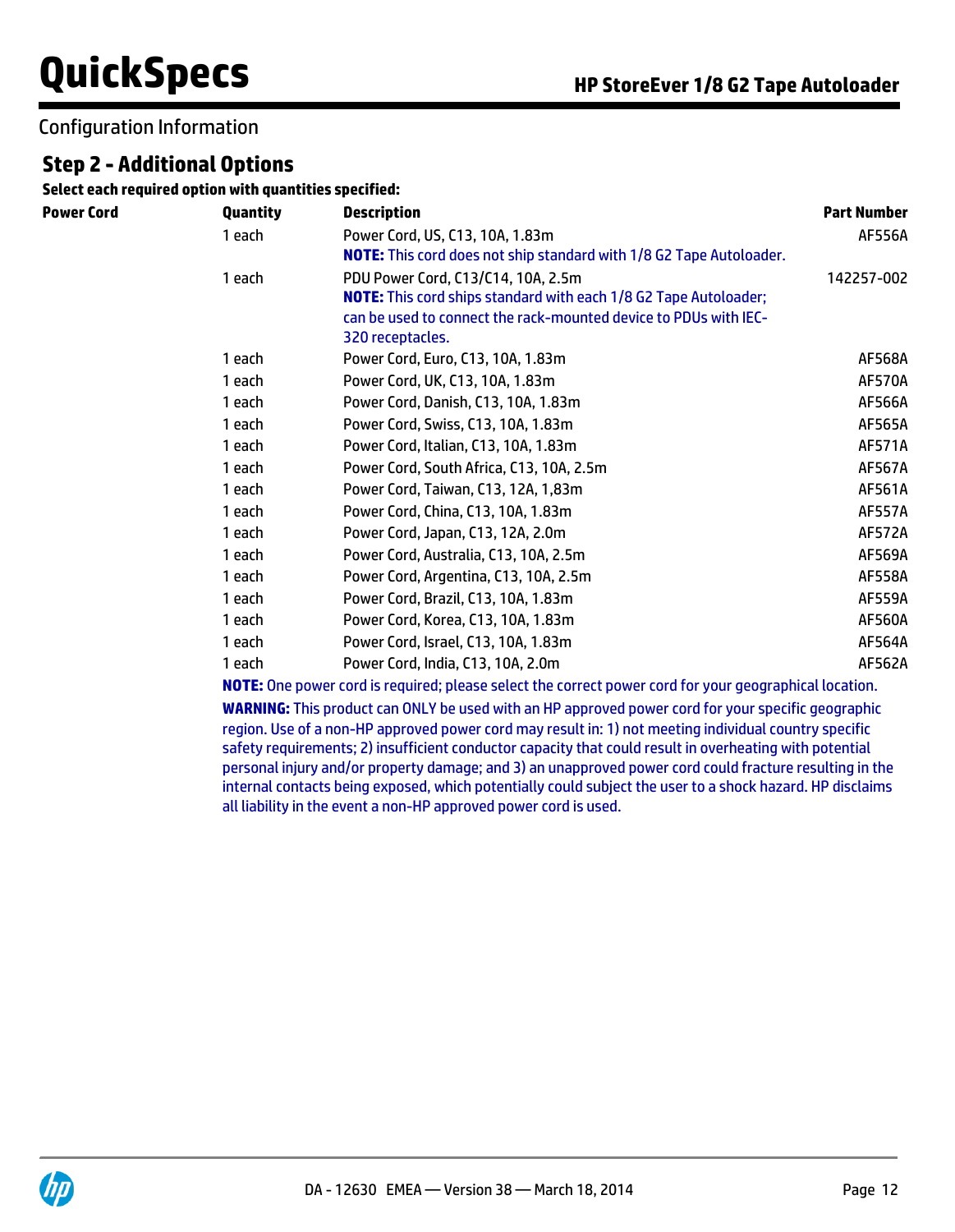Configuration Information

## Step 2 - Additional Options

**Select each required option with quantities specified:**

| Power Cord | Quantity | Description | Part Number |
|---|---|---|---|
| | 1 each | Power Cord, US, C13, 10A, 1.83m<br>**NOTE:** This cord does not ship standard with 1/8 G2 Tape Autoloader. | AF556A |
| | 1 each | PDU Power Cord, C13/C14, 10A, 2.5m<br>**NOTE:** This cord ships standard with each 1/8 G2 Tape Autoloader; can be used to connect the rack-mounted device to PDUs with IEC-320 receptacles. | 142257-002 |
| | 1 each | Power Cord, Euro, C13, 10A, 1.83m | AF568A |
| | 1 each | Power Cord, UK, C13, 10A, 1.83m | AF570A |
| | 1 each | Power Cord, Danish, C13, 10A, 1.83m | AF566A |
| | 1 each | Power Cord, Swiss, C13, 10A, 1.83m | AF565A |
| | 1 each | Power Cord, Italian, C13, 10A, 1.83m | AF571A |
| | 1 each | Power Cord, South Africa, C13, 10A, 2.5m | AF567A |
| | 1 each | Power Cord, Taiwan, C13, 12A, 1,83m | AF561A |
| | 1 each | Power Cord, China, C13, 10A, 1.83m | AF557A |
| | 1 each | Power Cord, Japan, C13, 12A, 2.0m | AF572A |
| | 1 each | Power Cord, Australia, C13, 10A, 2.5m | AF569A |
| | 1 each | Power Cord, Argentina, C13, 10A, 2.5m | AF558A |
| | 1 each | Power Cord, Brazil, C13, 10A, 1.83m | AF559A |
| | 1 each | Power Cord, Korea, C13, 10A, 1.83m | AF560A |
| | 1 each | Power Cord, Israel, C13, 10A, 1.83m | AF564A |
| | 1 each | Power Cord, India, C13, 10A, 2.0m | AF562A |

**NOTE:** One power cord is required; please select the correct power cord for your geographical location.

**WARNING:** This product can ONLY be used with an HP approved power cord for your specific geographic region. Use of a non-HP approved power cord may result in: 1) not meeting individual country specific safety requirements; 2) insufficient conductor capacity that could result in overheating with potential personal injury and/or property damage; and 3) an unapproved power cord could fracture resulting in the internal contacts being exposed, which potentially could subject the user to a shock hazard. HP disclaims all liability in the event a non-HP approved power cord is used.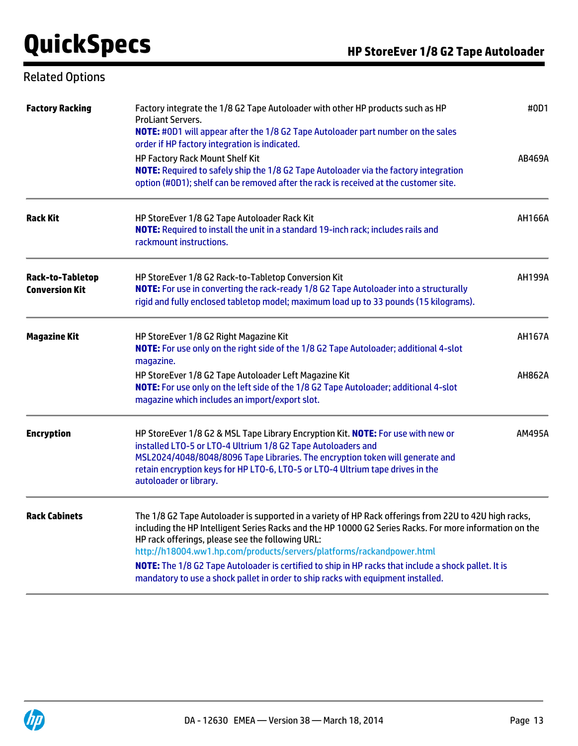## Related Options

| | | |
|---|---|---|
| **Factory Racking** | Factory integrate the 1/8 G2 Tape Autoloader with other HP products such as HP ProLiant Servers.<br>**NOTE:** #0D1 will appear after the 1/8 G2 Tape Autoloader part number on the sales order if HP factory integration is indicated. | #0D1 |
| | HP Factory Rack Mount Shelf Kit<br>**NOTE:** Required to safely ship the 1/8 G2 Tape Autoloader via the factory integration option (#0D1); shelf can be removed after the rack is received at the customer site. | AB469A |
| **Rack Kit** | HP StoreEver 1/8 G2 Tape Autoloader Rack Kit<br>**NOTE:** Required to install the unit in a standard 19-inch rack; includes rails and rackmount instructions. | AH166A |
| **Rack-to-Tabletop Conversion Kit** | HP StoreEver 1/8 G2 Rack-to-Tabletop Conversion Kit<br>**NOTE:** For use in converting the rack-ready 1/8 G2 Tape Autoloader into a structurally rigid and fully enclosed tabletop model; maximum load up to 33 pounds (15 kilograms). | AH199A |
| **Magazine Kit** | HP StoreEver 1/8 G2 Right Magazine Kit<br>**NOTE:** For use only on the right side of the 1/8 G2 Tape Autoloader; additional 4-slot magazine. | AH167A |
| | HP StoreEver 1/8 G2 Tape Autoloader Left Magazine Kit<br>**NOTE:** For use only on the left side of the 1/8 G2 Tape Autoloader; additional 4-slot magazine which includes an import/export slot. | AH862A |
| **Encryption** | HP StoreEver 1/8 G2 & MSL Tape Library Encryption Kit. **NOTE:** For use with new or installed LTO-5 or LTO-4 Ultrium 1/8 G2 Tape Autoloaders and MSL2024/4048/8048/8096 Tape Libraries. The encryption token will generate and retain encryption keys for HP LTO-6, LTO-5 or LTO-4 Ultrium tape drives in the autoloader or library. | AM495A |
| **Rack Cabinets** | The 1/8 G2 Tape Autoloader is supported in a variety of HP Rack offerings from 22U to 42U high racks, including the HP Intelligent Series Racks and the HP 10000 G2 Series Racks. For more information on the HP rack offerings, please see the following URL:<br>http://h18004.ww1.hp.com/products/servers/platforms/rackandpower.html<br>**NOTE:** The 1/8 G2 Tape Autoloader is certified to ship in HP racks that include a shock pallet. It is mandatory to use a shock pallet in order to ship racks with equipment installed. | |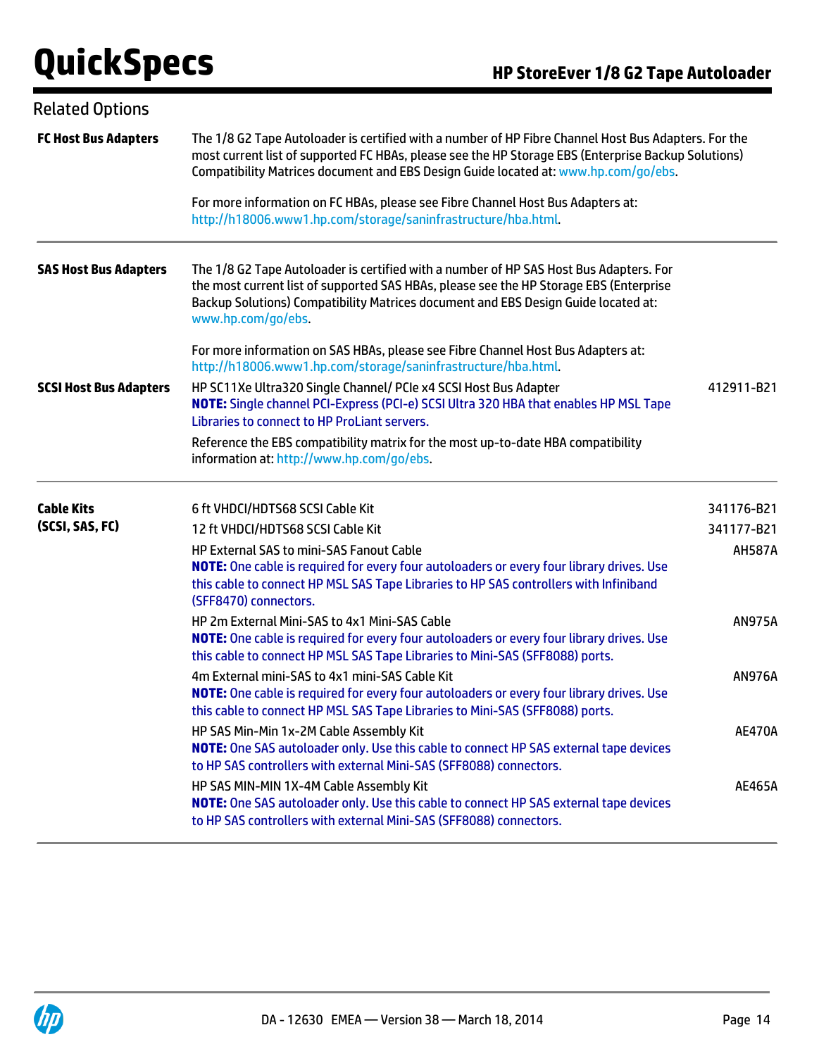## Related Options

| | | |
|---|---|---|
| **FC Host Bus Adapters** | The 1/8 G2 Tape Autoloader is certified with a number of HP Fibre Channel Host Bus Adapters. For the most current list of supported FC HBAs, please see the HP Storage EBS (Enterprise Backup Solutions) Compatibility Matrices document and EBS Design Guide located at: www.hp.com/go/ebs.<br><br>For more information on FC HBAs, please see Fibre Channel Host Bus Adapters at: http://h18006.www1.hp.com/storage/saninfrastructure/hba.html. | |
| **SAS Host Bus Adapters** | The 1/8 G2 Tape Autoloader is certified with a number of HP SAS Host Bus Adapters. For the most current list of supported SAS HBAs, please see the HP Storage EBS (Enterprise Backup Solutions) Compatibility Matrices document and EBS Design Guide located at: www.hp.com/go/ebs.<br><br>For more information on SAS HBAs, please see Fibre Channel Host Bus Adapters at: http://h18006.www1.hp.com/storage/saninfrastructure/hba.html. | |
| **SCSI Host Bus Adapters** | HP SC11Xe Ultra320 Single Channel/ PCIe x4 SCSI Host Bus Adapter<br>**NOTE:** Single channel PCI-Express (PCI-e) SCSI Ultra 320 HBA that enables HP MSL Tape Libraries to connect to HP ProLiant servers. | 412911-B21 |
| | Reference the EBS compatibility matrix for the most up-to-date HBA compatibility information at: http://www.hp.com/go/ebs. | |
| **Cable Kits (SCSI, SAS, FC)** | 6 ft VHDCI/HDTS68 SCSI Cable Kit | 341176-B21 |
| | 12 ft VHDCI/HDTS68 SCSI Cable Kit | 341177-B21 |
| | HP External SAS to mini-SAS Fanout Cable<br>**NOTE:** One cable is required for every four autoloaders or every four library drives. Use this cable to connect HP MSL SAS Tape Libraries to HP SAS controllers with Infiniband (SFF8470) connectors. | AH587A |
| | HP 2m External Mini-SAS to 4x1 Mini-SAS Cable<br>**NOTE:** One cable is required for every four autoloaders or every four library drives. Use this cable to connect HP MSL SAS Tape Libraries to Mini-SAS (SFF8088) ports. | AN975A |
| | 4m External mini-SAS to 4x1 mini-SAS Cable Kit<br>**NOTE:** One cable is required for every four autoloaders or every four library drives. Use this cable to connect HP MSL SAS Tape Libraries to Mini-SAS (SFF8088) ports. | AN976A |
| | HP SAS Min-Min 1x-2M Cable Assembly Kit<br>**NOTE:** One SAS autoloader only. Use this cable to connect HP SAS external tape devices to HP SAS controllers with external Mini-SAS (SFF8088) connectors. | AE470A |
| | HP SAS MIN-MIN 1X-4M Cable Assembly Kit<br>**NOTE:** One SAS autoloader only. Use this cable to connect HP SAS external tape devices to HP SAS controllers with external Mini-SAS (SFF8088) connectors. | AE465A |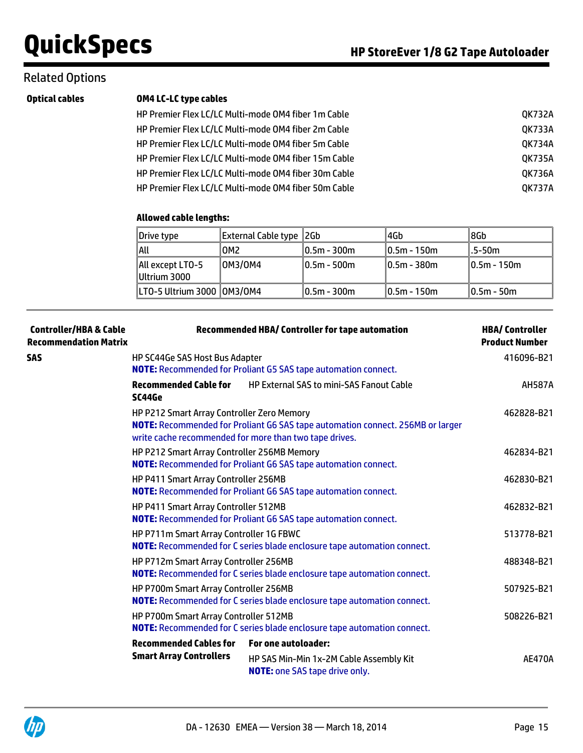## Related Options

**Optical cables**

**OM4 LC-LC type cables**

| | |
|---|---|
| HP Premier Flex LC/LC Multi-mode OM4 fiber 1m Cable | QK732A |
| HP Premier Flex LC/LC Multi-mode OM4 fiber 2m Cable | QK733A |
| HP Premier Flex LC/LC Multi-mode OM4 fiber 5m Cable | QK734A |
| HP Premier Flex LC/LC Multi-mode OM4 fiber 15m Cable | QK735A |
| HP Premier Flex LC/LC Multi-mode OM4 fiber 30m Cable | QK736A |
| HP Premier Flex LC/LC Multi-mode OM4 fiber 50m Cable | QK737A |

**Allowed cable lengths:**

| Drive type | External Cable type | 2Gb | 4Gb | 8Gb |
|---|---|---|---|---|
| All | OM2 | 0.5m - 300m | 0.5m - 150m | .5-50m |
| All except LTO-5 Ultrium 3000 | OM3/OM4 | 0.5m - 500m | 0.5m - 380m | 0.5m - 150m |
| LTO-5 Ultrium 3000 | OM3/OM4 | 0.5m - 300m | 0.5m - 150m | 0.5m - 50m |

| Controller/HBA & Cable Recommendation Matrix | Recommended HBA/ Controller for tape automation | HBA/ Controller Product Number |
|---|---|---|
| **SAS** | HP SC44Ge SAS Host Bus Adapter<br>**NOTE:** Recommended for Proliant G5 SAS tape automation connect. | 416096-B21 |
| | **Recommended Cable for SC44Ge** — HP External SAS to mini-SAS Fanout Cable | AH587A |
| | HP P212 Smart Array Controller Zero Memory<br>**NOTE:** Recommended for Proliant G6 SAS tape automation connect. 256MB or larger write cache recommended for more than two tape drives. | 462828-B21 |
| | HP P212 Smart Array Controller 256MB Memory<br>**NOTE:** Recommended for Proliant G6 SAS tape automation connect. | 462834-B21 |
| | HP P411 Smart Array Controller 256MB<br>**NOTE:** Recommended for Proliant G6 SAS tape automation connect. | 462830-B21 |
| | HP P411 Smart Array Controller 512MB<br>**NOTE:** Recommended for Proliant G6 SAS tape automation connect. | 462832-B21 |
| | HP P711m Smart Array Controller 1G FBWC<br>**NOTE:** Recommended for C series blade enclosure tape automation connect. | 513778-B21 |
| | HP P712m Smart Array Controller 256MB<br>**NOTE:** Recommended for C series blade enclosure tape automation connect. | 488348-B21 |
| | HP P700m Smart Array Controller 256MB<br>**NOTE:** Recommended for C series blade enclosure tape automation connect. | 507925-B21 |
| | HP P700m Smart Array Controller 512MB<br>**NOTE:** Recommended for C series blade enclosure tape automation connect. | 508226-B21 |
| | **Recommended Cables for Smart Array Controllers** — **For one autoloader:**<br>HP SAS Min-Min 1x-2M Cable Assembly Kit<br>**NOTE:** one SAS tape drive only. | AE470A |

DA - 12630 EMEA — Version 38 — March 18, 2014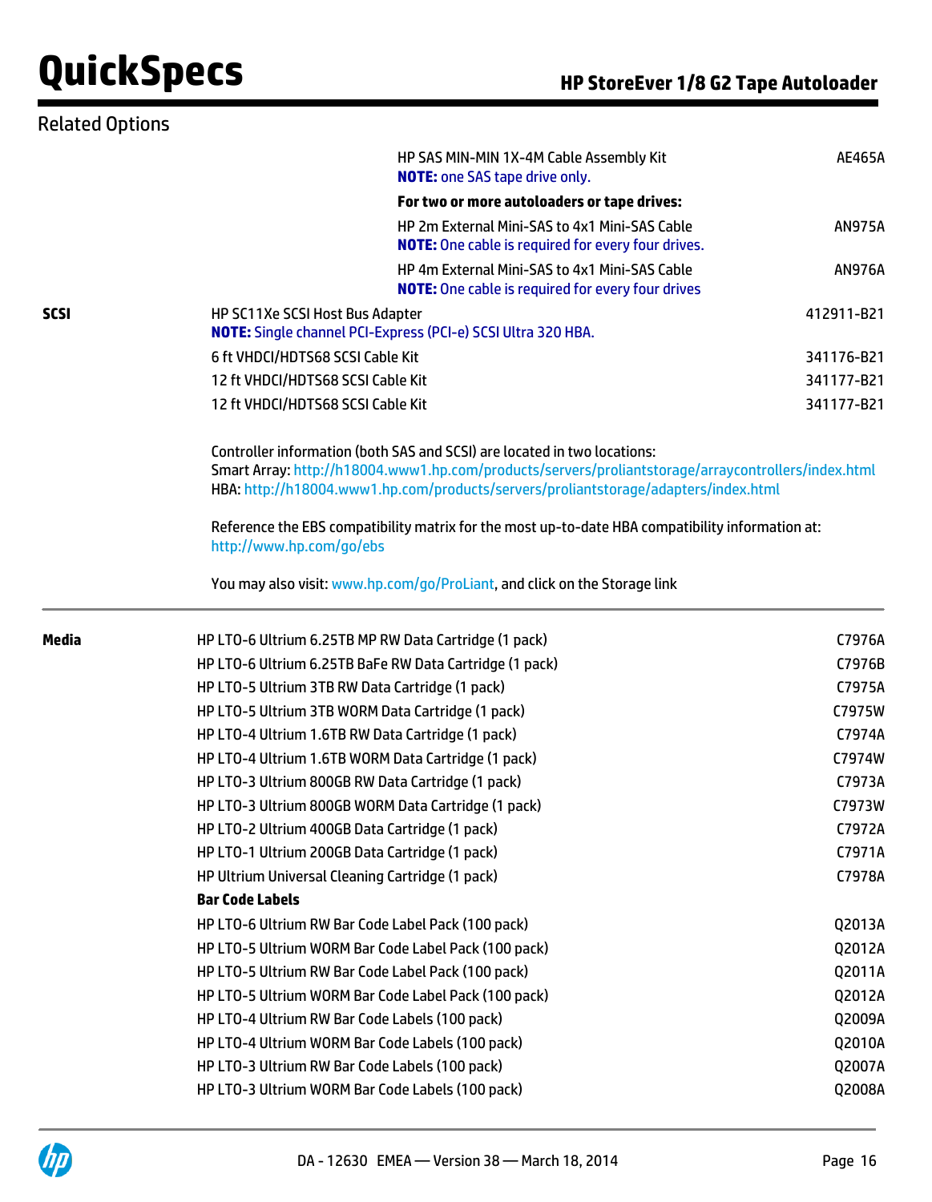## Related Options

| | | |
|---|---|---|
| | HP SAS MIN-MIN 1X-4M Cable Assembly Kit<br>**NOTE:** one SAS tape drive only. | AE465A |
| | **For two or more autoloaders or tape drives:** | |
| | HP 2m External Mini-SAS to 4x1 Mini-SAS Cable<br>**NOTE:** One cable is required for every four drives. | AN975A |
| | HP 4m External Mini-SAS to 4x1 Mini-SAS Cable<br>**NOTE:** One cable is required for every four drives | AN976A |
| **SCSI** | HP SC11Xe SCSI Host Bus Adapter<br>**NOTE:** Single channel PCI-Express (PCI-e) SCSI Ultra 320 HBA. | 412911-B21 |
| | 6 ft VHDCI/HDTS68 SCSI Cable Kit | 341176-B21 |
| | 12 ft VHDCI/HDTS68 SCSI Cable Kit | 341177-B21 |
| | 12 ft VHDCI/HDTS68 SCSI Cable Kit | 341177-B21 |

Controller information (both SAS and SCSI) are located in two locations:
Smart Array: http://h18004.www1.hp.com/products/servers/proliantstorage/arraycontrollers/index.html
HBA: http://h18004.www1.hp.com/products/servers/proliantstorage/adapters/index.html

Reference the EBS compatibility matrix for the most up-to-date HBA compatibility information at:
http://www.hp.com/go/ebs

You may also visit: www.hp.com/go/ProLiant, and click on the Storage link

| | | |
|---|---|---|
| **Media** | HP LTO-6 Ultrium 6.25TB MP RW Data Cartridge (1 pack) | C7976A |
| | HP LTO-6 Ultrium 6.25TB BaFe RW Data Cartridge (1 pack) | C7976B |
| | HP LTO-5 Ultrium 3TB RW Data Cartridge (1 pack) | C7975A |
| | HP LTO-5 Ultrium 3TB WORM Data Cartridge (1 pack) | C7975W |
| | HP LTO-4 Ultrium 1.6TB RW Data Cartridge (1 pack) | C7974A |
| | HP LTO-4 Ultrium 1.6TB WORM Data Cartridge (1 pack) | C7974W |
| | HP LTO-3 Ultrium 800GB RW Data Cartridge (1 pack) | C7973A |
| | HP LTO-3 Ultrium 800GB WORM Data Cartridge (1 pack) | C7973W |
| | HP LTO-2 Ultrium 400GB Data Cartridge (1 pack) | C7972A |
| | HP LTO-1 Ultrium 200GB Data Cartridge (1 pack) | C7971A |
| | HP Ultrium Universal Cleaning Cartridge (1 pack) | C7978A |
| | **Bar Code Labels** | |
| | HP LTO-6 Ultrium RW Bar Code Label Pack (100 pack) | Q2013A |
| | HP LTO-5 Ultrium WORM Bar Code Label Pack (100 pack) | Q2012A |
| | HP LTO-5 Ultrium RW Bar Code Label Pack (100 pack) | Q2011A |
| | HP LTO-5 Ultrium WORM Bar Code Label Pack (100 pack) | Q2012A |
| | HP LTO-4 Ultrium RW Bar Code Labels (100 pack) | Q2009A |
| | HP LTO-4 Ultrium WORM Bar Code Labels (100 pack) | Q2010A |
| | HP LTO-3 Ultrium RW Bar Code Labels (100 pack) | Q2007A |
| | HP LTO-3 Ultrium WORM Bar Code Labels (100 pack) | Q2008A |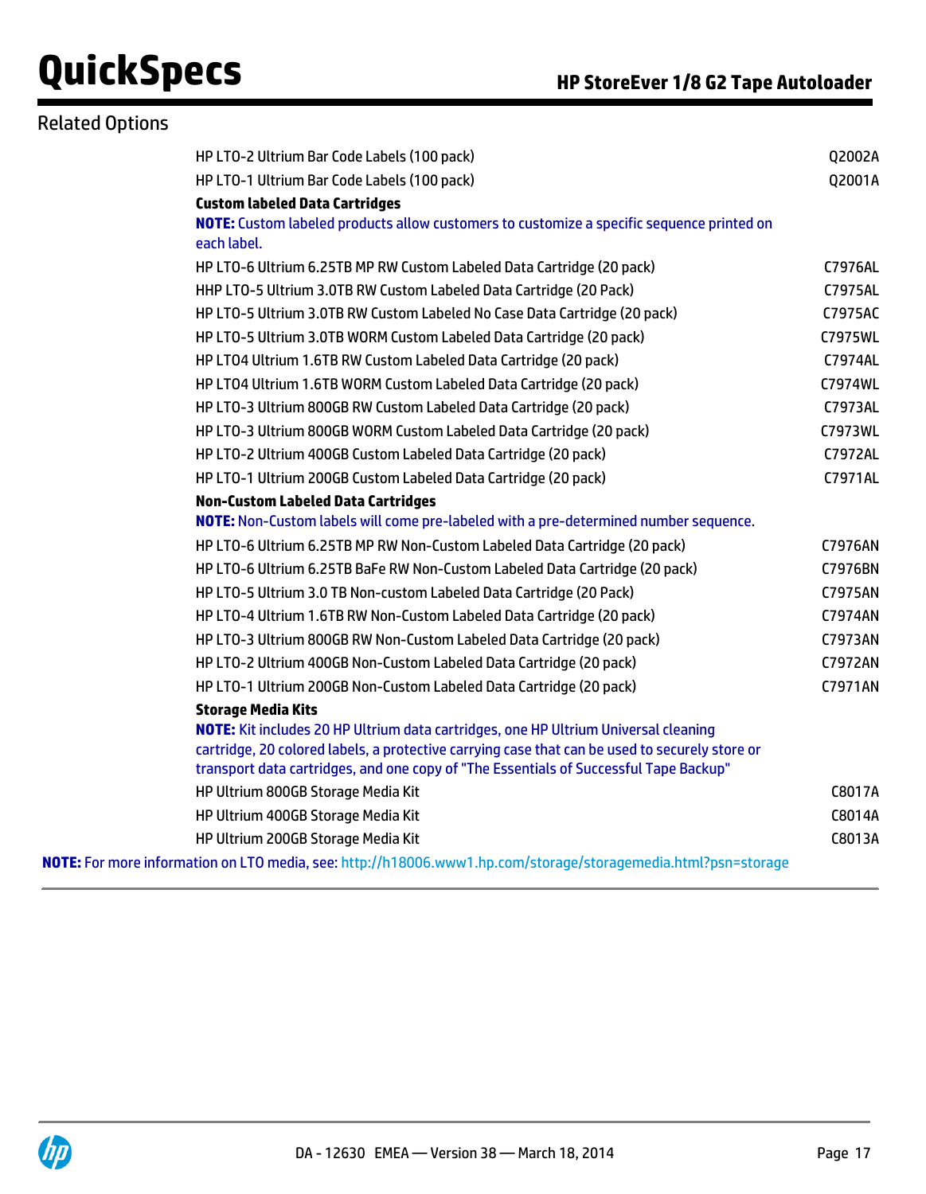## Related Options

| | |
|---|---|
| HP LTO-2 Ultrium Bar Code Labels (100 pack) | Q2002A |
| HP LTO-1 Ultrium Bar Code Labels (100 pack) | Q2001A |
| **Custom labeled Data Cartridges** | |
| **NOTE:** Custom labeled products allow customers to customize a specific sequence printed on each label. | |
| HP LTO-6 Ultrium 6.25TB MP RW Custom Labeled Data Cartridge (20 pack) | C7976AL |
| HHP LTO-5 Ultrium 3.0TB RW Custom Labeled Data Cartridge (20 Pack) | C7975AL |
| HP LTO-5 Ultrium 3.0TB RW Custom Labeled No Case Data Cartridge (20 pack) | C7975AC |
| HP LTO-5 Ultrium 3.0TB WORM Custom Labeled Data Cartridge (20 pack) | C7975WL |
| HP LTO4 Ultrium 1.6TB RW Custom Labeled Data Cartridge (20 pack) | C7974AL |
| HP LTO4 Ultrium 1.6TB WORM Custom Labeled Data Cartridge (20 pack) | C7974WL |
| HP LTO-3 Ultrium 800GB RW Custom Labeled Data Cartridge (20 pack) | C7973AL |
| HP LTO-3 Ultrium 800GB WORM Custom Labeled Data Cartridge (20 pack) | C7973WL |
| HP LTO-2 Ultrium 400GB Custom Labeled Data Cartridge (20 pack) | C7972AL |
| HP LTO-1 Ultrium 200GB Custom Labeled Data Cartridge (20 pack) | C7971AL |
| **Non-Custom Labeled Data Cartridges** | |
| **NOTE:** Non-Custom labels will come pre-labeled with a pre-determined number sequence. | |
| HP LTO-6 Ultrium 6.25TB MP RW Non-Custom Labeled Data Cartridge (20 pack) | C7976AN |
| HP LTO-6 Ultrium 6.25TB BaFe RW Non-Custom Labeled Data Cartridge (20 pack) | C7976BN |
| HP LTO-5 Ultrium 3.0 TB Non-custom Labeled Data Cartridge (20 Pack) | C7975AN |
| HP LTO-4 Ultrium 1.6TB RW Non-Custom Labeled Data Cartridge (20 pack) | C7974AN |
| HP LTO-3 Ultrium 800GB RW Non-Custom Labeled Data Cartridge (20 pack) | C7973AN |
| HP LTO-2 Ultrium 400GB Non-Custom Labeled Data Cartridge (20 pack) | C7972AN |
| HP LTO-1 Ultrium 200GB Non-Custom Labeled Data Cartridge (20 pack) | C7971AN |
| **Storage Media Kits** | |
| **NOTE:** Kit includes 20 HP Ultrium data cartridges, one HP Ultrium Universal cleaning cartridge, 20 colored labels, a protective carrying case that can be used to securely store or transport data cartridges, and one copy of "The Essentials of Successful Tape Backup" | |
| HP Ultrium 800GB Storage Media Kit | C8017A |
| HP Ultrium 400GB Storage Media Kit | C8014A |
| HP Ultrium 200GB Storage Media Kit | C8013A |

**NOTE:** For more information on LTO media, see: http://h18006.www1.hp.com/storage/storagemedia.html?psn=storage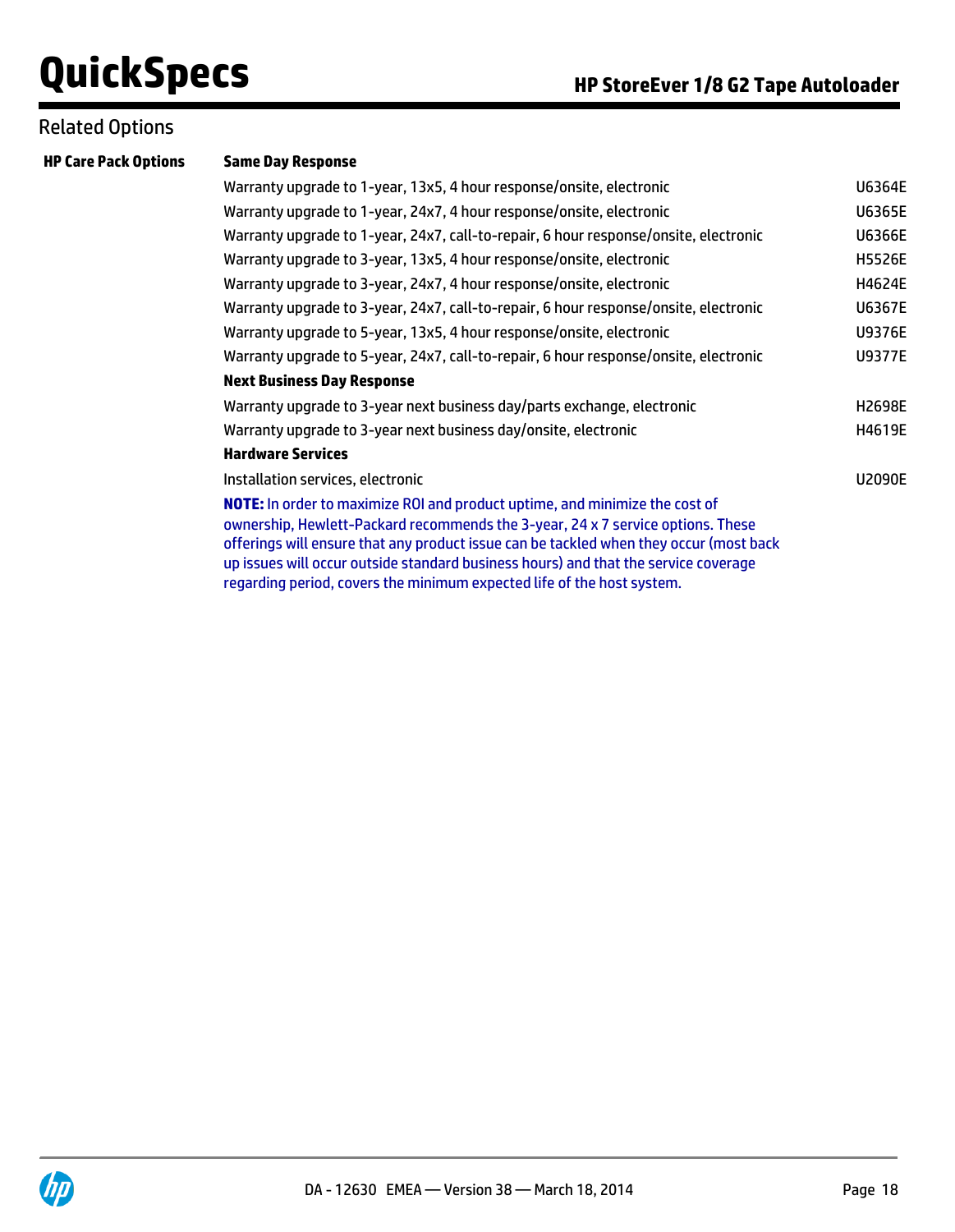## Related Options

**HP Care Pack Options**

| | **Same Day Response** | |
|---|---|---|
| | Warranty upgrade to 1-year, 13x5, 4 hour response/onsite, electronic | U6364E |
| | Warranty upgrade to 1-year, 24x7, 4 hour response/onsite, electronic | U6365E |
| | Warranty upgrade to 1-year, 24x7, call-to-repair, 6 hour response/onsite, electronic | U6366E |
| | Warranty upgrade to 3-year, 13x5, 4 hour response/onsite, electronic | H5526E |
| | Warranty upgrade to 3-year, 24x7, 4 hour response/onsite, electronic | H4624E |
| | Warranty upgrade to 3-year, 24x7, call-to-repair, 6 hour response/onsite, electronic | U6367E |
| | Warranty upgrade to 5-year, 13x5, 4 hour response/onsite, electronic | U9376E |
| | Warranty upgrade to 5-year, 24x7, call-to-repair, 6 hour response/onsite, electronic | U9377E |
| | **Next Business Day Response** | |
| | Warranty upgrade to 3-year next business day/parts exchange, electronic | H2698E |
| | Warranty upgrade to 3-year next business day/onsite, electronic | H4619E |
| | **Hardware Services** | |
| | Installation services, electronic | U2090E |

**NOTE:** In order to maximize ROI and product uptime, and minimize the cost of ownership, Hewlett-Packard recommends the 3-year, 24 x 7 service options. These offerings will ensure that any product issue can be tackled when they occur (most back up issues will occur outside standard business hours) and that the service coverage regarding period, covers the minimum expected life of the host system.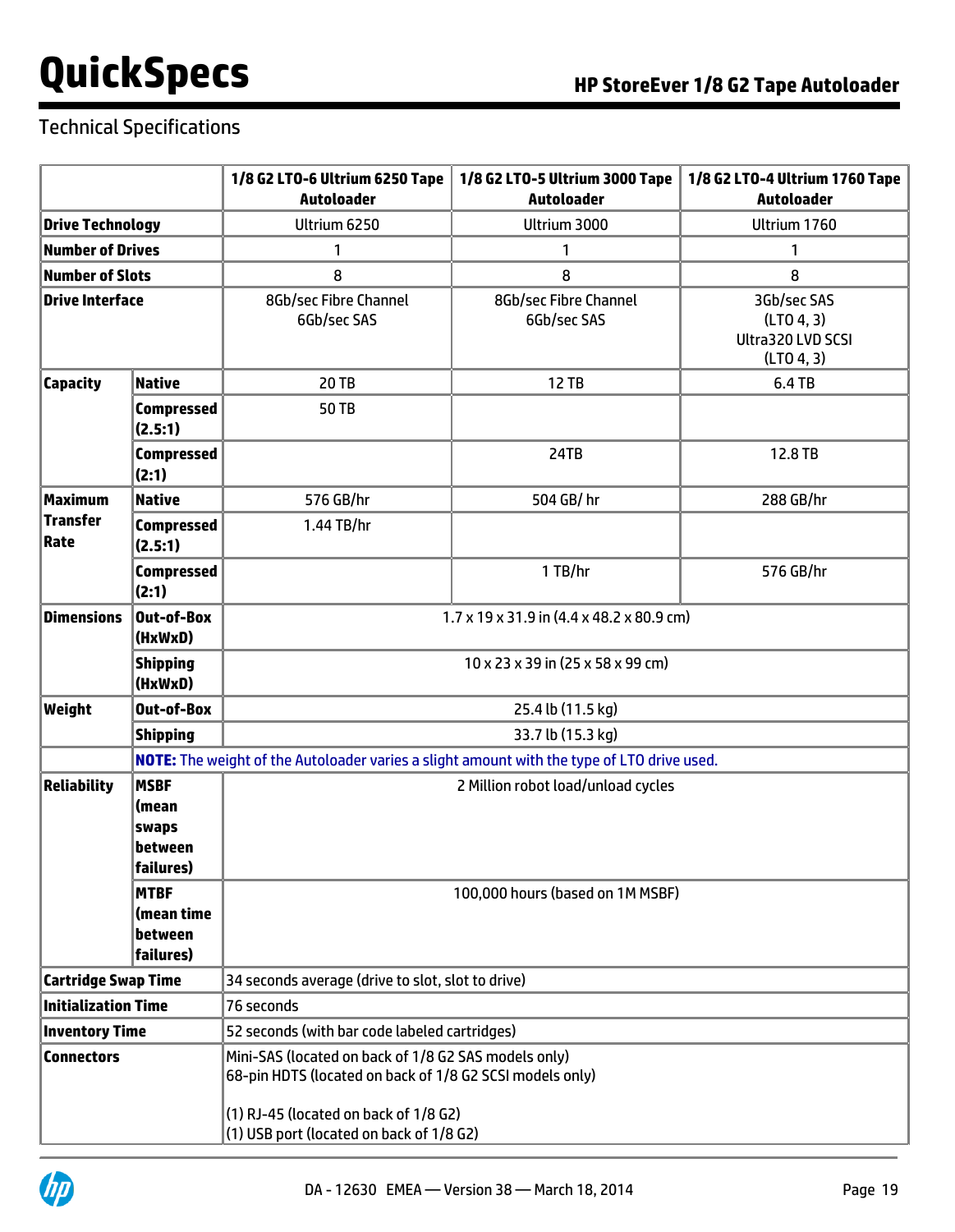## Technical Specifications

| | | 1/8 G2 LTO-6 Ultrium 6250 Tape Autoloader | 1/8 G2 LTO-5 Ultrium 3000 Tape Autoloader | 1/8 G2 LTO-4 Ultrium 1760 Tape Autoloader |
|---|---|---|---|---|
| **Drive Technology** | | Ultrium 6250 | Ultrium 3000 | Ultrium 1760 |
| **Number of Drives** | | 1 | 1 | 1 |
| **Number of Slots** | | 8 | 8 | 8 |
| **Drive Interface** | | 8Gb/sec Fibre Channel<br>6Gb/sec SAS | 8Gb/sec Fibre Channel<br>6Gb/sec SAS | 3Gb/sec SAS<br>(LTO 4, 3)<br>Ultra320 LVD SCSI<br>(LTO 4, 3) |
| **Capacity** | **Native** | 20 TB | 12 TB | 6.4 TB |
| | **Compressed (2.5:1)** | 50 TB | | |
| | **Compressed (2:1)** | | 24TB | 12.8 TB |
| **Maximum Transfer Rate** | **Native** | 576 GB/hr | 504 GB/ hr | 288 GB/hr |
| | **Compressed (2.5:1)** | 1.44 TB/hr | | |
| | **Compressed (2:1)** | | 1 TB/hr | 576 GB/hr |
| **Dimensions** | **Out-of-Box (HxWxD)** | 1.7 x 19 x 31.9 in (4.4 x 48.2 x 80.9 cm) | | |
| | **Shipping (HxWxD)** | 10 x 23 x 39 in (25 x 58 x 99 cm) | | |
| **Weight** | **Out-of-Box** | 25.4 lb (11.5 kg) | | |
| | **Shipping** | 33.7 lb (15.3 kg) | | |
| | **NOTE:** The weight of the Autoloader varies a slight amount with the type of LTO drive used. | | | |
| **Reliability** | **MSBF (mean swaps between failures)** | 2 Million robot load/unload cycles | | |
| | **MTBF (mean time between failures)** | 100,000 hours (based on 1M MSBF) | | |
| **Cartridge Swap Time** | | 34 seconds average (drive to slot, slot to drive) | | |
| **Initialization Time** | | 76 seconds | | |
| **Inventory Time** | | 52 seconds (with bar code labeled cartridges) | | |
| **Connectors** | | Mini-SAS (located on back of 1/8 G2 SAS models only)<br>68-pin HDTS (located on back of 1/8 G2 SCSI models only)<br><br>(1) RJ-45 (located on back of 1/8 G2)<br>(1) USB port (located on back of 1/8 G2) | | |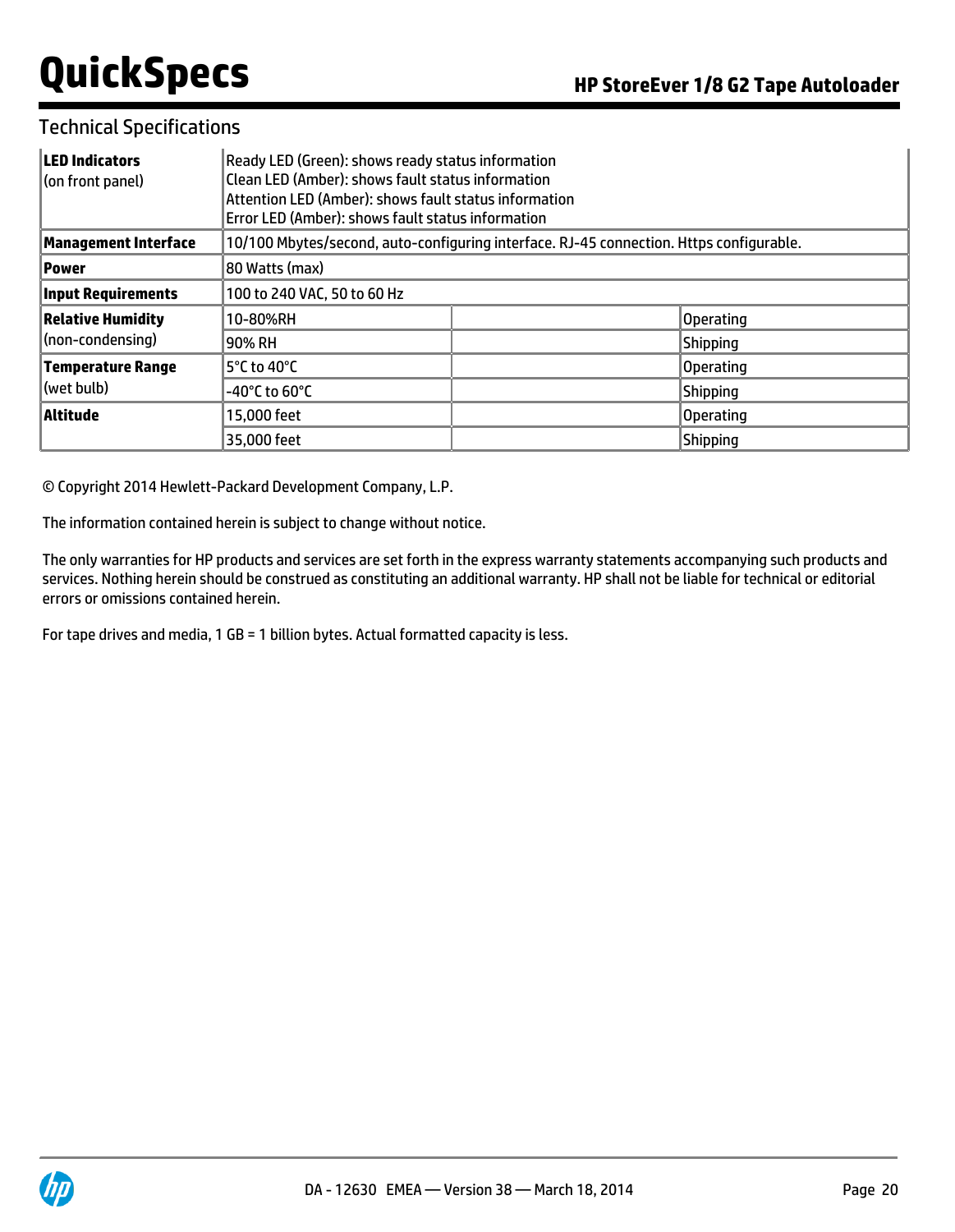## Technical Specifications

| | | | |
|---|---|---|---|
| **LED Indicators** (on front panel) | Ready LED (Green): shows ready status information<br>Clean LED (Amber): shows fault status information<br>Attention LED (Amber): shows fault status information<br>Error LED (Amber): shows fault status information | | |
| **Management Interface** | 10/100 Mbytes/second, auto-configuring interface. RJ-45 connection. Https configurable. | | |
| **Power** | 80 Watts (max) | | |
| **Input Requirements** | 100 to 240 VAC, 50 to 60 Hz | | |
| **Relative Humidity** (non-condensing) | 10-80%RH | | Operating |
| | 90% RH | | Shipping |
| **Temperature Range** (wet bulb) | 5°C to 40°C | | Operating |
| | -40°C to 60°C | | Shipping |
| **Altitude** | 15,000 feet | | Operating |
| | 35,000 feet | | Shipping |

© Copyright 2014 Hewlett-Packard Development Company, L.P.

The information contained herein is subject to change without notice.

The only warranties for HP products and services are set forth in the express warranty statements accompanying such products and services. Nothing herein should be construed as constituting an additional warranty. HP shall not be liable for technical or editorial errors or omissions contained herein.

For tape drives and media, 1 GB = 1 billion bytes. Actual formatted capacity is less.